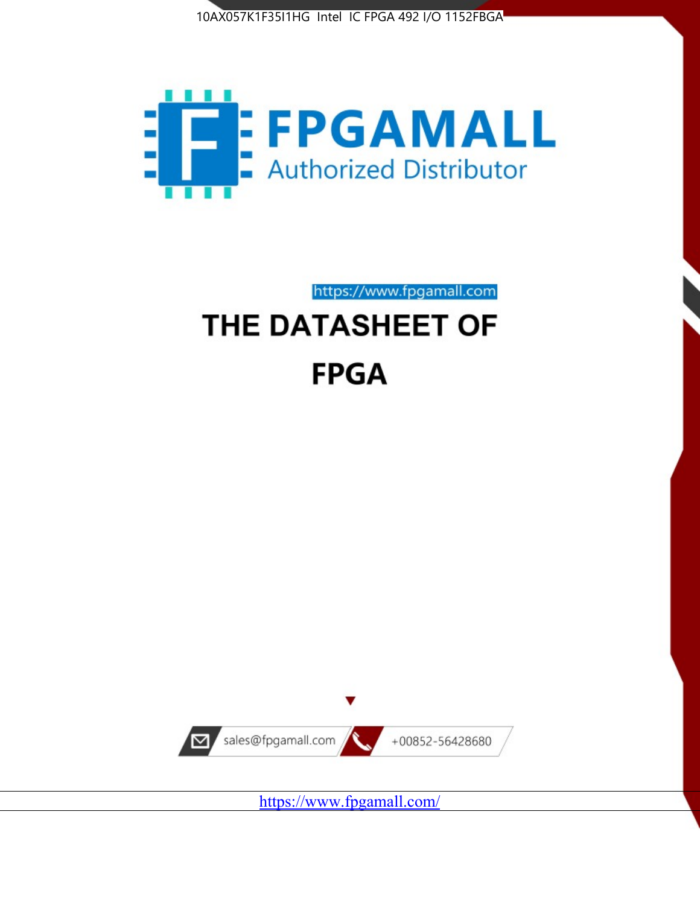10AX057K1F35I1HG Intel IC FPGA 492 I/O 1152FBGA

# FPGAMALL

Authorized Distributor

https://www.fpgamall.com

# THE DATASHEET OF

# FPGA

sales@fpgamall.com

+00852-56428680

https://www.fpgamall.com/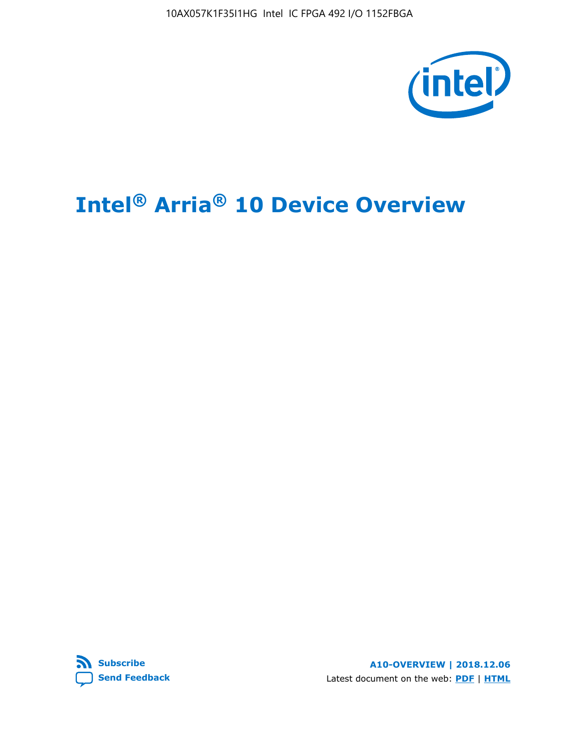# Intel® Arria® 10 Device Overview

**Subscribe**

**Send Feedback**

**A10-OVERVIEW | 2018.12.06**

Latest document on the web: **PDF** | **HTML**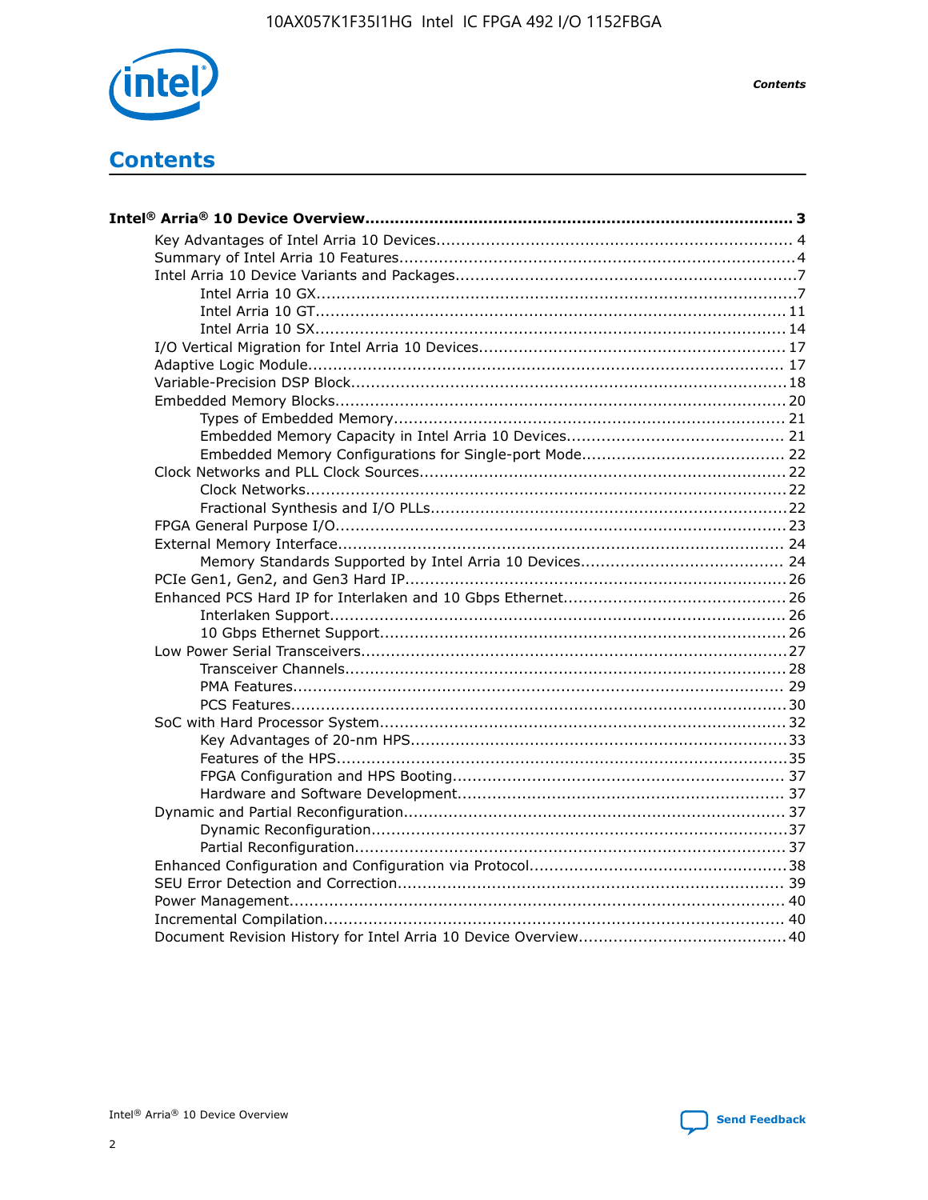# Contents

**Intel® Arria® 10 Device Overview....................................................................................... 3**

- Key Advantages of Intel Arria 10 Devices........................................................................ 4
- Summary of Intel Arria 10 Features................................................................................4
- Intel Arria 10 Device Variants and Packages.....................................................................7
  - Intel Arria 10 GX.................................................................................................7
  - Intel Arria 10 GT............................................................................................... 11
  - Intel Arria 10 SX............................................................................................... 14
- I/O Vertical Migration for Intel Arria 10 Devices.............................................................. 17
- Adaptive Logic Module................................................................................................ 17
- Variable-Precision DSP Block.......................................................................................18
- Embedded Memory Blocks........................................................................................... 20
  - Types of Embedded Memory............................................................................... 21
  - Embedded Memory Capacity in Intel Arria 10 Devices............................................ 21
  - Embedded Memory Configurations for Single-port Mode......................................... 22
- Clock Networks and PLL Clock Sources.......................................................................... 22
  - Clock Networks.................................................................................................22
  - Fractional Synthesis and I/O PLLs........................................................................22
- FPGA General Purpose I/O.......................................................................................... 23
- External Memory Interface.......................................................................................... 24
  - Memory Standards Supported by Intel Arria 10 Devices......................................... 24
- PCIe Gen1, Gen2, and Gen3 Hard IP.............................................................................26
- Enhanced PCS Hard IP for Interlaken and 10 Gbps Ethernet.............................................26
  - Interlaken Support............................................................................................ 26
  - 10 Gbps Ethernet Support.................................................................................. 26
- Low Power Serial Transceivers......................................................................................27
  - Transceiver Channels.........................................................................................28
  - PMA Features................................................................................................... 29
  - PCS Features....................................................................................................30
- SoC with Hard Processor System.................................................................................. 32
  - Key Advantages of 20-nm HPS............................................................................33
  - Features of the HPS...........................................................................................35
  - FPGA Configuration and HPS Booting................................................................... 37
  - Hardware and Software Development.................................................................. 37
- Dynamic and Partial Reconfiguration............................................................................. 37
  - Dynamic Reconfiguration....................................................................................37
  - Partial Reconfiguration.......................................................................................37
- Enhanced Configuration and Configuration via Protocol....................................................38
- SEU Error Detection and Correction.............................................................................. 39
- Power Management.................................................................................................... 40
- Incremental Compilation............................................................................................. 40
- Document Revision History for Intel Arria 10 Device Overview..........................................40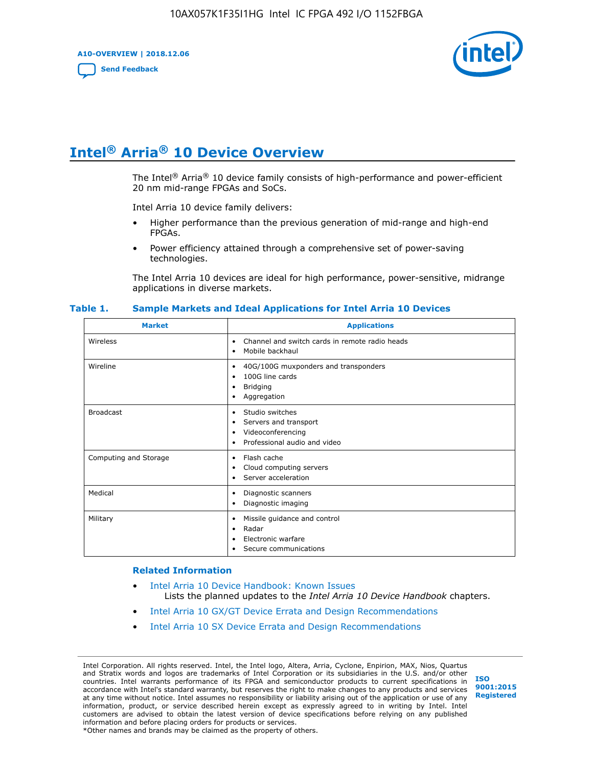# Intel® Arria® 10 Device Overview

The Intel® Arria® 10 device family consists of high-performance and power-efficient 20 nm mid-range FPGAs and SoCs.

Intel Arria 10 device family delivers:

- Higher performance than the previous generation of mid-range and high-end FPGAs.
- Power efficiency attained through a comprehensive set of power-saving technologies.

The Intel Arria 10 devices are ideal for high performance, power-sensitive, midrange applications in diverse markets.

**Table 1. Sample Markets and Ideal Applications for Intel Arria 10 Devices**

| Market | Applications |
|---|---|
| Wireless | • Channel and switch cards in remote radio heads<br>• Mobile backhaul |
| Wireline | • 40G/100G muxponders and transponders<br>• 100G line cards<br>• Bridging<br>• Aggregation |
| Broadcast | • Studio switches<br>• Servers and transport<br>• Videoconferencing<br>• Professional audio and video |
| Computing and Storage | • Flash cache<br>• Cloud computing servers<br>• Server acceleration |
| Medical | • Diagnostic scanners<br>• Diagnostic imaging |
| Military | • Missile guidance and control<br>• Radar<br>• Electronic warfare<br>• Secure communications |

**Related Information**

- Intel Arria 10 Device Handbook: Known Issues
  Lists the planned updates to the *Intel Arria 10 Device Handbook* chapters.
- Intel Arria 10 GX/GT Device Errata and Design Recommendations
- Intel Arria 10 SX Device Errata and Design Recommendations

Intel Corporation. All rights reserved. Intel, the Intel logo, Altera, Arria, Cyclone, Enpirion, MAX, Nios, Quartus and Stratix words and logos are trademarks of Intel Corporation or its subsidiaries in the U.S. and/or other countries. Intel warrants performance of its FPGA and semiconductor products to current specifications in accordance with Intel's standard warranty, but reserves the right to make changes to any products and services at any time without notice. Intel assumes no responsibility or liability arising out of the application or use of any information, product, or service described herein except as expressly agreed to in writing by Intel. Intel customers are advised to obtain the latest version of device specifications before relying on any published information and before placing orders for products or services.
*Other names and brands may be claimed as the property of others.

ISO 9001:2015 Registered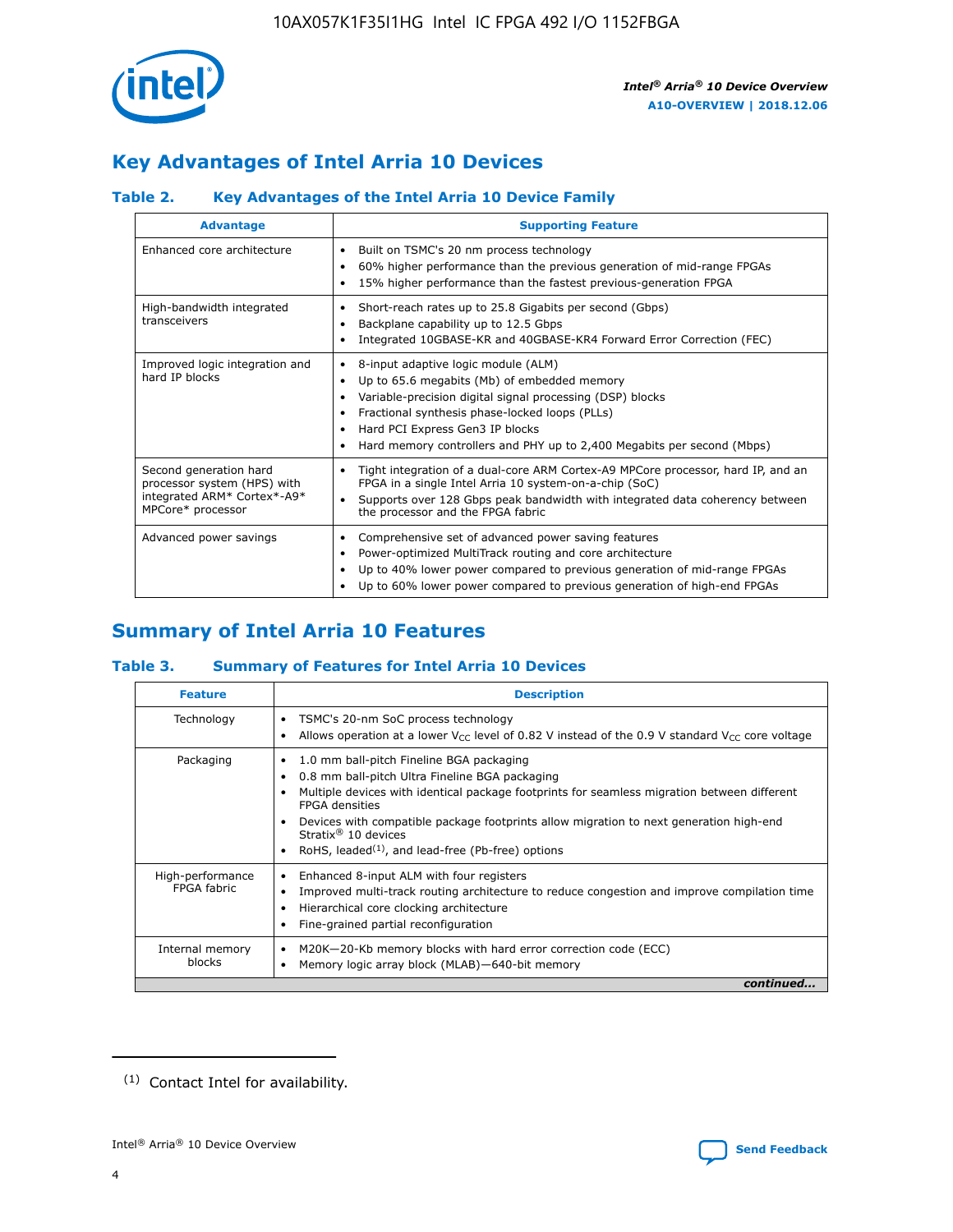## Key Advantages of Intel Arria 10 Devices

### Table 2. Key Advantages of the Intel Arria 10 Device Family

| Advantage | Supporting Feature |
|---|---|
| Enhanced core architecture | • Built on TSMC's 20 nm process technology<br>• 60% higher performance than the previous generation of mid-range FPGAs<br>• 15% higher performance than the fastest previous-generation FPGA |
| High-bandwidth integrated transceivers | • Short-reach rates up to 25.8 Gigabits per second (Gbps)<br>• Backplane capability up to 12.5 Gbps<br>• Integrated 10GBASE-KR and 40GBASE-KR4 Forward Error Correction (FEC) |
| Improved logic integration and hard IP blocks | • 8-input adaptive logic module (ALM)<br>• Up to 65.6 megabits (Mb) of embedded memory<br>• Variable-precision digital signal processing (DSP) blocks<br>• Fractional synthesis phase-locked loops (PLLs)<br>• Hard PCI Express Gen3 IP blocks<br>• Hard memory controllers and PHY up to 2,400 Megabits per second (Mbps) |
| Second generation hard processor system (HPS) with integrated ARM* Cortex*-A9* MPCore* processor | • Tight integration of a dual-core ARM Cortex-A9 MPCore processor, hard IP, and an FPGA in a single Intel Arria 10 system-on-a-chip (SoC)<br>• Supports over 128 Gbps peak bandwidth with integrated data coherency between the processor and the FPGA fabric |
| Advanced power savings | • Comprehensive set of advanced power saving features<br>• Power-optimized MultiTrack routing and core architecture<br>• Up to 40% lower power compared to previous generation of mid-range FPGAs<br>• Up to 60% lower power compared to previous generation of high-end FPGAs |

## Summary of Intel Arria 10 Features

### Table 3. Summary of Features for Intel Arria 10 Devices

| Feature | Description |
|---|---|
| Technology | • TSMC's 20-nm SoC process technology<br>• Allows operation at a lower $V_{CC}$ level of 0.82 V instead of the 0.9 V standard $V_{CC}$ core voltage |
| Packaging | • 1.0 mm ball-pitch Fineline BGA packaging<br>• 0.8 mm ball-pitch Ultra Fineline BGA packaging<br>• Multiple devices with identical package footprints for seamless migration between different FPGA densities<br>• Devices with compatible package footprints allow migration to next generation high-end Stratix® 10 devices<br>• RoHS, leaded[1], and lead-free (Pb-free) options |
| High-performance FPGA fabric | • Enhanced 8-input ALM with four registers<br>• Improved multi-track routing architecture to reduce congestion and improve compilation time<br>• Hierarchical core clocking architecture<br>• Fine-grained partial reconfiguration |
| Internal memory blocks | • M20K—20-Kb memory blocks with hard error correction code (ECC)<br>• Memory logic array block (MLAB)—640-bit memory |

*continued...*

[1] Contact Intel for availability.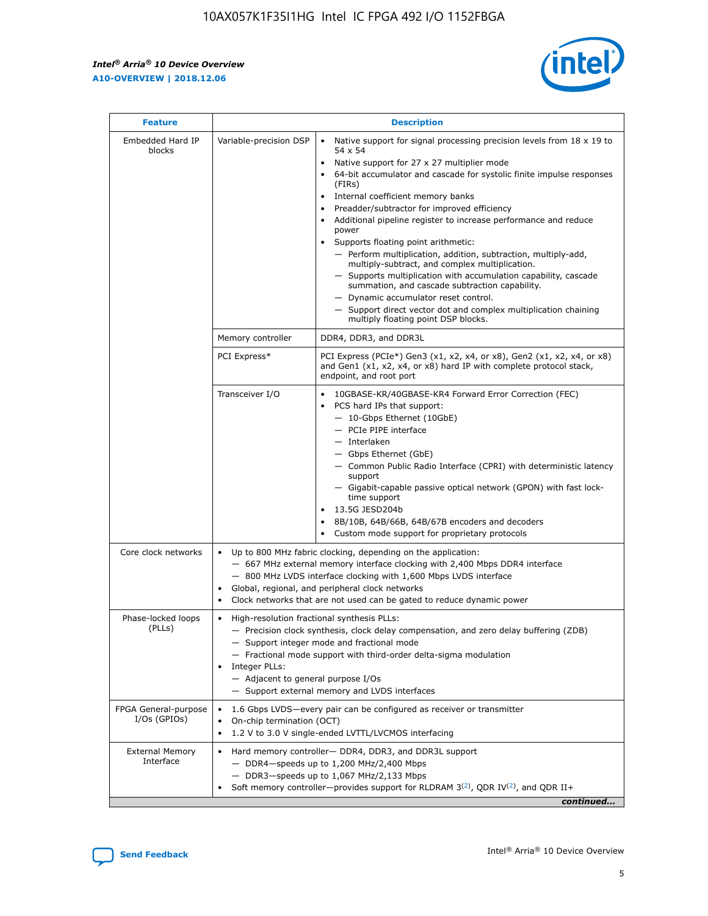| Feature | Description | |
|---|---|---|
| Embedded Hard IP blocks | Variable-precision DSP | • Native support for signal processing precision levels from 18 x 19 to 54 x 54<br>• Native support for 27 x 27 multiplier mode<br>• 64-bit accumulator and cascade for systolic finite impulse responses (FIRs)<br>• Internal coefficient memory banks<br>• Preadder/subtractor for improved efficiency<br>• Additional pipeline register to increase performance and reduce power<br>• Supports floating point arithmetic:<br>— Perform multiplication, addition, subtraction, multiply-add, multiply-subtract, and complex multiplication.<br>— Supports multiplication with accumulation capability, cascade summation, and cascade subtraction capability.<br>— Dynamic accumulator reset control.<br>— Support direct vector dot and complex multiplication chaining multiply floating point DSP blocks. |
| | Memory controller | DDR4, DDR3, and DDR3L |
| | PCI Express* | PCI Express (PCIe*) Gen3 (x1, x2, x4, or x8), Gen2 (x1, x2, x4, or x8) and Gen1 (x1, x2, x4, or x8) hard IP with complete protocol stack, endpoint, and root port |
| | Transceiver I/O | • 10GBASE-KR/40GBASE-KR4 Forward Error Correction (FEC)<br>• PCS hard IPs that support:<br>— 10-Gbps Ethernet (10GbE)<br>— PCIe PIPE interface<br>— Interlaken<br>— Gbps Ethernet (GbE)<br>— Common Public Radio Interface (CPRI) with deterministic latency support<br>— Gigabit-capable passive optical network (GPON) with fast lock-time support<br>• 13.5G JESD204b<br>• 8B/10B, 64B/66B, 64B/67B encoders and decoders<br>• Custom mode support for proprietary protocols |
| Core clock networks | • Up to 800 MHz fabric clocking, depending on the application:<br>— 667 MHz external memory interface clocking with 2,400 Mbps DDR4 interface<br>— 800 MHz LVDS interface clocking with 1,600 Mbps LVDS interface<br>• Global, regional, and peripheral clock networks<br>• Clock networks that are not used can be gated to reduce dynamic power | |
| Phase-locked loops (PLLs) | • High-resolution fractional synthesis PLLs:<br>— Precision clock synthesis, clock delay compensation, and zero delay buffering (ZDB)<br>— Support integer mode and fractional mode<br>— Fractional mode support with third-order delta-sigma modulation<br>• Integer PLLs:<br>— Adjacent to general purpose I/Os<br>— Support external memory and LVDS interfaces | |
| FPGA General-purpose I/Os (GPIOs) | • 1.6 Gbps LVDS—every pair can be configured as receiver or transmitter<br>• On-chip termination (OCT)<br>• 1.2 V to 3.0 V single-ended LVTTL/LVCMOS interfacing | |
| External Memory Interface | • Hard memory controller— DDR4, DDR3, and DDR3L support<br>— DDR4—speeds up to 1,200 MHz/2,400 Mbps<br>— DDR3—speeds up to 1,067 MHz/2,133 Mbps<br>• Soft memory controller—provides support for RLDRAM 3[(2)], QDR IV[(2)], and QDR II+ | |

*continued...*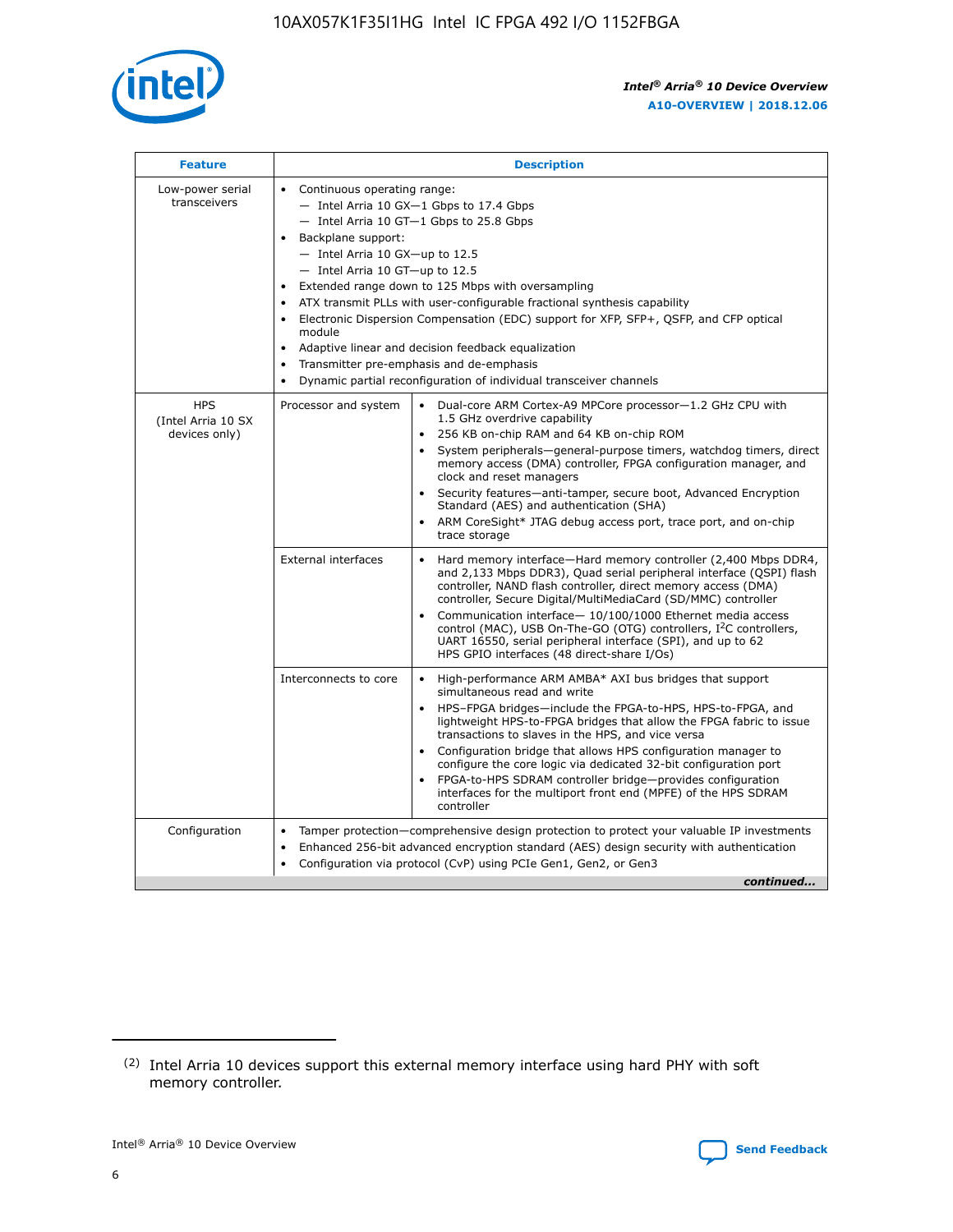| Feature | Description | |
|---|---|---|
| Low-power serial transceivers | • Continuous operating range:<br>— Intel Arria 10 GX—1 Gbps to 17.4 Gbps<br>— Intel Arria 10 GT—1 Gbps to 25.8 Gbps<br>• Backplane support:<br>— Intel Arria 10 GX—up to 12.5<br>— Intel Arria 10 GT—up to 12.5<br>• Extended range down to 125 Mbps with oversampling<br>• ATX transmit PLLs with user-configurable fractional synthesis capability<br>• Electronic Dispersion Compensation (EDC) support for XFP, SFP+, QSFP, and CFP optical module<br>• Adaptive linear and decision feedback equalization<br>• Transmitter pre-emphasis and de-emphasis<br>• Dynamic partial reconfiguration of individual transceiver channels | |
| HPS (Intel Arria 10 SX devices only) | Processor and system | • Dual-core ARM Cortex-A9 MPCore processor—1.2 GHz CPU with 1.5 GHz overdrive capability<br>• 256 KB on-chip RAM and 64 KB on-chip ROM<br>• System peripherals—general-purpose timers, watchdog timers, direct memory access (DMA) controller, FPGA configuration manager, and clock and reset managers<br>• Security features—anti-tamper, secure boot, Advanced Encryption Standard (AES) and authentication (SHA)<br>• ARM CoreSight* JTAG debug access port, trace port, and on-chip trace storage |
| | External interfaces | • Hard memory interface—Hard memory controller (2,400 Mbps DDR4, and 2,133 Mbps DDR3), Quad serial peripheral interface (QSPI) flash controller, NAND flash controller, direct memory access (DMA) controller, Secure Digital/MultiMediaCard (SD/MMC) controller<br>• Communication interface— 10/100/1000 Ethernet media access control (MAC), USB On-The-GO (OTG) controllers, I²C controllers, UART 16550, serial peripheral interface (SPI), and up to 62 HPS GPIO interfaces (48 direct-share I/Os) |
| | Interconnects to core | • High-performance ARM AMBA* AXI bus bridges that support simultaneous read and write<br>• HPS–FPGA bridges—include the FPGA-to-HPS, HPS-to-FPGA, and lightweight HPS-to-FPGA bridges that allow the FPGA fabric to issue transactions to slaves in the HPS, and vice versa<br>• Configuration bridge that allows HPS configuration manager to configure the core logic via dedicated 32-bit configuration port<br>• FPGA-to-HPS SDRAM controller bridge—provides configuration interfaces for the multiport front end (MPFE) of the HPS SDRAM controller |
| Configuration | • Tamper protection—comprehensive design protection to protect your valuable IP investments<br>• Enhanced 256-bit advanced encryption standard (AES) design security with authentication<br>• Configuration via protocol (CvP) using PCIe Gen1, Gen2, or Gen3 | |

*continued...*

(2) Intel Arria 10 devices support this external memory interface using hard PHY with soft memory controller.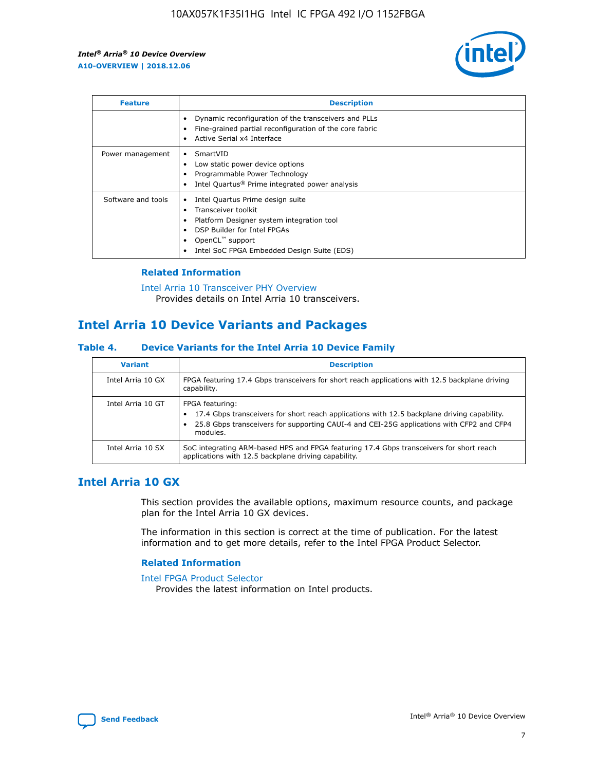| Feature | Description |
| --- | --- |
| | • Dynamic reconfiguration of the transceivers and PLLs<br>• Fine-grained partial reconfiguration of the core fabric<br>• Active Serial x4 Interface |
| Power management | • SmartVID<br>• Low static power device options<br>• Programmable Power Technology<br>• Intel Quartus® Prime integrated power analysis |
| Software and tools | • Intel Quartus Prime design suite<br>• Transceiver toolkit<br>• Platform Designer system integration tool<br>• DSP Builder for Intel FPGAs<br>• OpenCL™ support<br>• Intel SoC FPGA Embedded Design Suite (EDS) |

### Related Information

Intel Arria 10 Transceiver PHY Overview
Provides details on Intel Arria 10 transceivers.

## Intel Arria 10 Device Variants and Packages

### Table 4. Device Variants for the Intel Arria 10 Device Family

| Variant | Description |
| --- | --- |
| Intel Arria 10 GX | FPGA featuring 17.4 Gbps transceivers for short reach applications with 12.5 backplane driving capability. |
| Intel Arria 10 GT | FPGA featuring:<br>• 17.4 Gbps transceivers for short reach applications with 12.5 backplane driving capability.<br>• 25.8 Gbps transceivers for supporting CAUI-4 and CEI-25G applications with CFP2 and CFP4 modules. |
| Intel Arria 10 SX | SoC integrating ARM-based HPS and FPGA featuring 17.4 Gbps transceivers for short reach applications with 12.5 backplane driving capability. |

## Intel Arria 10 GX

This section provides the available options, maximum resource counts, and package plan for the Intel Arria 10 GX devices.

The information in this section is correct at the time of publication. For the latest information and to get more details, refer to the Intel FPGA Product Selector.

### Related Information

Intel FPGA Product Selector
Provides the latest information on Intel products.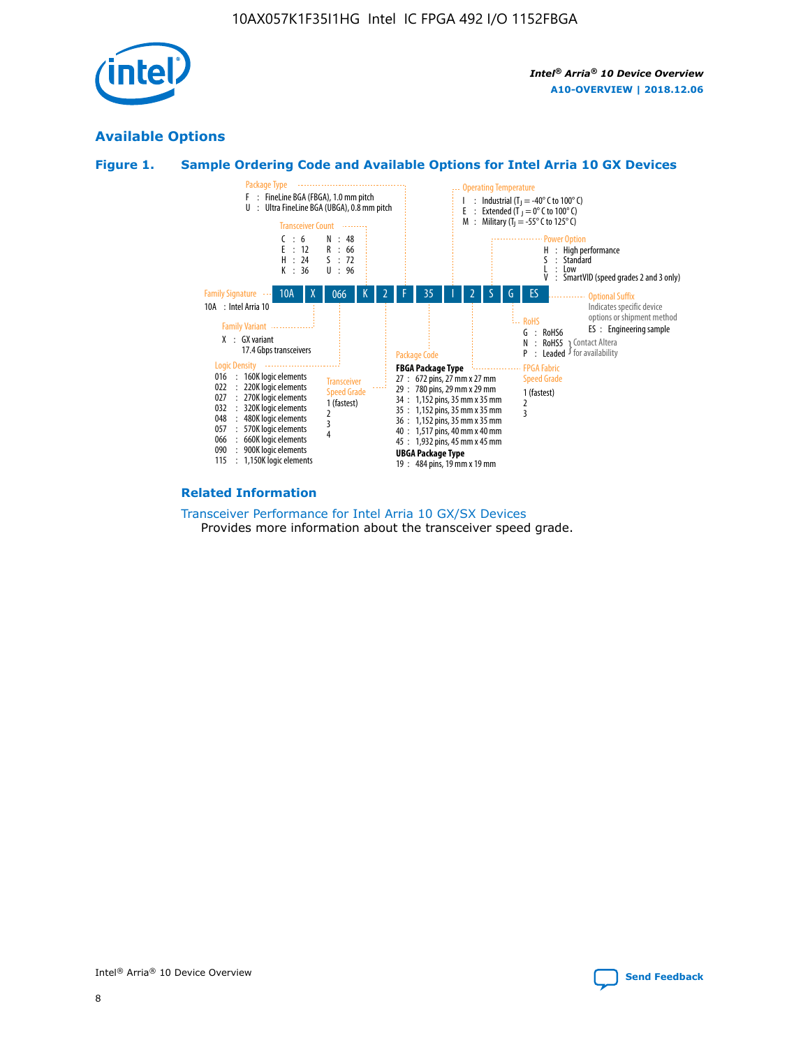## Available Options

### Figure 1. Sample Ordering Code and Available Options for Intel Arria 10 GX Devices

**Sample ordering code:** 10A X 066 K 2 F 35 I 2 S G ES

**Family Signature**
- 10A : Intel Arria 10

**Family Variant**
- X : GX variant, 17.4 Gbps transceivers

**Logic Density**
- 016 : 160K logic elements
- 022 : 220K logic elements
- 027 : 270K logic elements
- 032 : 320K logic elements
- 048 : 480K logic elements
- 057 : 570K logic elements
- 066 : 660K logic elements
- 090 : 900K logic elements
- 115 : 1,150K logic elements

**Transceiver Count**
- C : 6
- E : 12
- H : 24
- K : 36
- N : 48
- R : 66
- S : 72
- U : 96

**Transceiver Speed Grade**
- 1 (fastest)
- 2
- 3
- 4

**Package Type**
- F : FineLine BGA (FBGA), 1.0 mm pitch
- U : Ultra FineLine BGA (UBGA), 0.8 mm pitch

**Package Code**

FBGA Package Type
- 27 : 672 pins, 27 mm x 27 mm
- 29 : 780 pins, 29 mm x 29 mm
- 34 : 1,152 pins, 35 mm x 35 mm
- 35 : 1,152 pins, 35 mm x 35 mm
- 36 : 1,152 pins, 35 mm x 35 mm
- 40 : 1,517 pins, 40 mm x 40 mm
- 45 : 1,932 pins, 45 mm x 45 mm

UBGA Package Type
- 19 : 484 pins, 19 mm x 19 mm

**Operating Temperature**
- I : Industrial ($T_J$ = -40° C to 100° C)
- E : Extended ($T_J$ = 0° C to 100° C)
- M : Military ($T_J$ = -55° C to 125° C)

**FPGA Fabric Speed Grade**
- 1 (fastest)
- 2
- 3

**Power Option**
- H : High performance
- S : Standard
- L : Low
- V : SmartVID (speed grades 2 and 3 only)

**RoHS**
- G : RoHS6
- N : RoHS5 (Contact Altera for availability)
- P : Leaded (Contact Altera for availability)

**Optional Suffix**

Indicates specific device options or shipment method
- ES : Engineering sample

### Related Information

Transceiver Performance for Intel Arria 10 GX/SX Devices

Provides more information about the transceiver speed grade.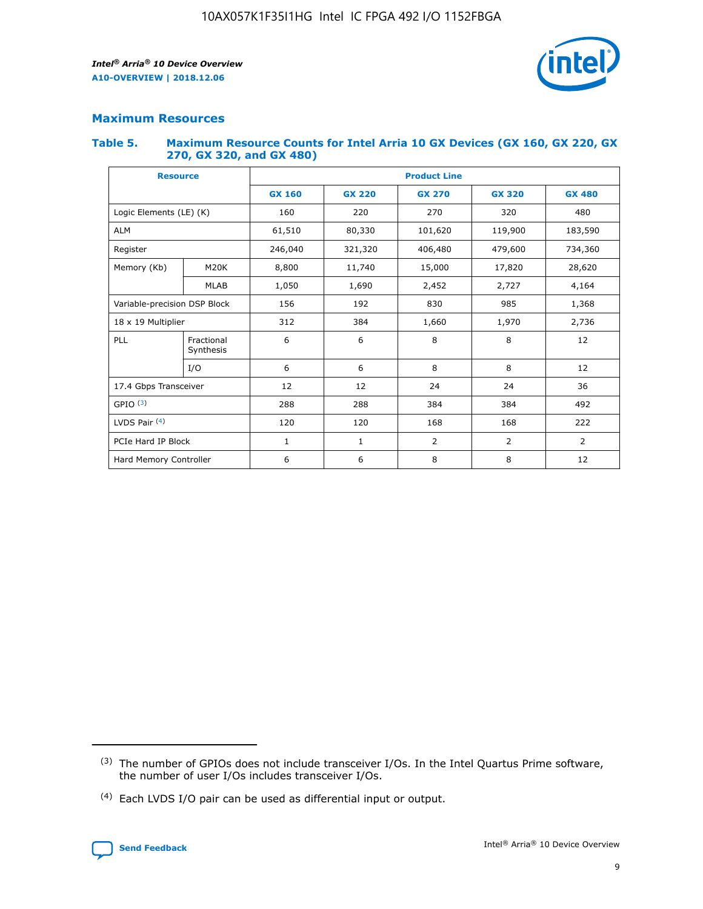## Maximum Resources

### Table 5. Maximum Resource Counts for Intel Arria 10 GX Devices (GX 160, GX 220, GX 270, GX 320, and GX 480)

| Resource | | Product Line | | | | |
|---|---|---|---|---|---|---|
| | | GX 160 | GX 220 | GX 270 | GX 320 | GX 480 |
| Logic Elements (LE) (K) | | 160 | 220 | 270 | 320 | 480 |
| ALM | | 61,510 | 80,330 | 101,620 | 119,900 | 183,590 |
| Register | | 246,040 | 321,320 | 406,480 | 479,600 | 734,360 |
| Memory (Kb) | M20K | 8,800 | 11,740 | 15,000 | 17,820 | 28,620 |
| | MLAB | 1,050 | 1,690 | 2,452 | 2,727 | 4,164 |
| Variable-precision DSP Block | | 156 | 192 | 830 | 985 | 1,368 |
| 18 x 19 Multiplier | | 312 | 384 | 1,660 | 1,970 | 2,736 |
| PLL | Fractional Synthesis | 6 | 6 | 8 | 8 | 12 |
| | I/O | 6 | 6 | 8 | 8 | 12 |
| 17.4 Gbps Transceiver | | 12 | 12 | 24 | 24 | 36 |
| GPIO (3) | | 288 | 288 | 384 | 384 | 492 |
| LVDS Pair (4) | | 120 | 120 | 168 | 168 | 222 |
| PCIe Hard IP Block | | 1 | 1 | 2 | 2 | 2 |
| Hard Memory Controller | | 6 | 6 | 8 | 8 | 12 |

(3) The number of GPIOs does not include transceiver I/Os. In the Intel Quartus Prime software, the number of user I/Os includes transceiver I/Os.

(4) Each LVDS I/O pair can be used as differential input or output.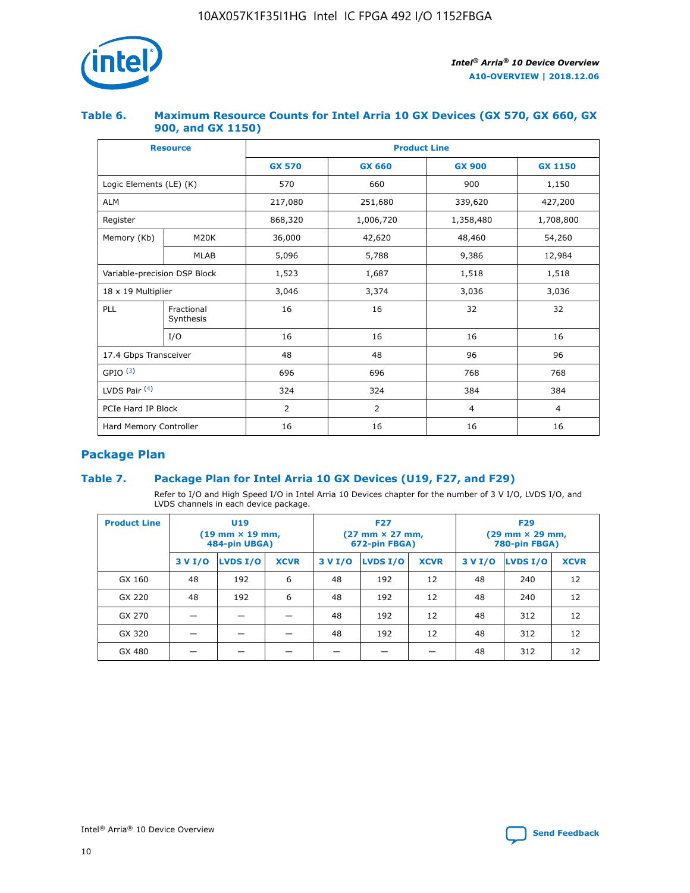### Table 6. Maximum Resource Counts for Intel Arria 10 GX Devices (GX 570, GX 660, GX 900, and GX 1150)

| Resource | | Product Line | | | |
|---|---|---|---|---|---|
| | | GX 570 | GX 660 | GX 900 | GX 1150 |
| Logic Elements (LE) (K) | | 570 | 660 | 900 | 1,150 |
| ALM | | 217,080 | 251,680 | 339,620 | 427,200 |
| Register | | 868,320 | 1,006,720 | 1,358,480 | 1,708,800 |
| Memory (Kb) | M20K | 36,000 | 42,620 | 48,460 | 54,260 |
| | MLAB | 5,096 | 5,788 | 9,386 | 12,984 |
| Variable-precision DSP Block | | 1,523 | 1,687 | 1,518 | 1,518 |
| 18 x 19 Multiplier | | 3,046 | 3,374 | 3,036 | 3,036 |
| PLL | Fractional Synthesis | 16 | 16 | 32 | 32 |
| | I/O | 16 | 16 | 16 | 16 |
| 17.4 Gbps Transceiver | | 48 | 48 | 96 | 96 |
| GPIO [(3)] | | 696 | 696 | 768 | 768 |
| LVDS Pair [(4)] | | 324 | 324 | 384 | 384 |
| PCIe Hard IP Block | | 2 | 2 | 4 | 4 |
| Hard Memory Controller | | 16 | 16 | 16 | 16 |

## Package Plan

### Table 7. Package Plan for Intel Arria 10 GX Devices (U19, F27, and F29)

Refer to I/O and High Speed I/O in Intel Arria 10 Devices chapter for the number of 3 V I/O, LVDS I/O, and LVDS channels in each device package.

| Product Line | U19 (19 mm × 19 mm, 484-pin UBGA) | | | F27 (27 mm × 27 mm, 672-pin FBGA) | | | F29 (29 mm × 29 mm, 780-pin FBGA) | | |
|---|---|---|---|---|---|---|---|---|---|
| | 3 V I/O | LVDS I/O | XCVR | 3 V I/O | LVDS I/O | XCVR | 3 V I/O | LVDS I/O | XCVR |
| GX 160 | 48 | 192 | 6 | 48 | 192 | 12 | 48 | 240 | 12 |
| GX 220 | 48 | 192 | 6 | 48 | 192 | 12 | 48 | 240 | 12 |
| GX 270 | — | — | — | 48 | 192 | 12 | 48 | 312 | 12 |
| GX 320 | — | — | — | 48 | 192 | 12 | 48 | 312 | 12 |
| GX 480 | — | — | — | — | — | — | 48 | 312 | 12 |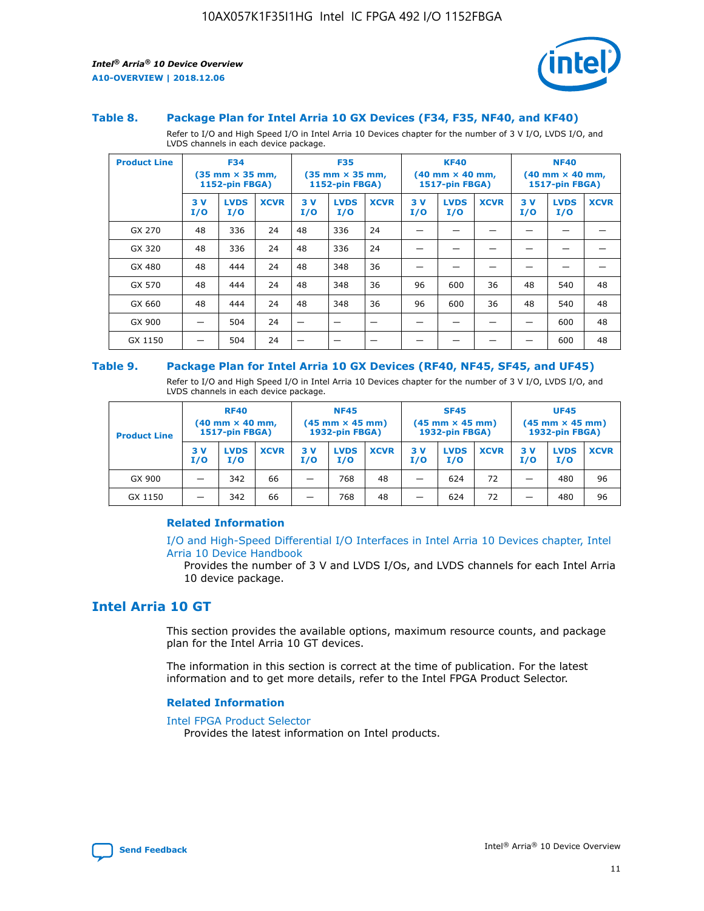### Table 8. Package Plan for Intel Arria 10 GX Devices (F34, F35, NF40, and KF40)

Refer to I/O and High Speed I/O in Intel Arria 10 Devices chapter for the number of 3 V I/O, LVDS I/O, and LVDS channels in each device package.

| Product Line | F34 (35 mm × 35 mm, 1152-pin FBGA) | | | F35 (35 mm × 35 mm, 1152-pin FBGA) | | | KF40 (40 mm × 40 mm, 1517-pin FBGA) | | | NF40 (40 mm × 40 mm, 1517-pin FBGA) | | |
|---|---|---|---|---|---|---|---|---|---|---|---|---|
| | 3 V I/O | LVDS I/O | XCVR | 3 V I/O | LVDS I/O | XCVR | 3 V I/O | LVDS I/O | XCVR | 3 V I/O | LVDS I/O | XCVR |
| GX 270 | 48 | 336 | 24 | 48 | 336 | 24 | — | — | — | — | — | — |
| GX 320 | 48 | 336 | 24 | 48 | 336 | 24 | — | — | — | — | — | — |
| GX 480 | 48 | 444 | 24 | 48 | 348 | 36 | — | — | — | — | — | — |
| GX 570 | 48 | 444 | 24 | 48 | 348 | 36 | 96 | 600 | 36 | 48 | 540 | 48 |
| GX 660 | 48 | 444 | 24 | 48 | 348 | 36 | 96 | 600 | 36 | 48 | 540 | 48 |
| GX 900 | — | 504 | 24 | — | — | — | — | — | — | — | 600 | 48 |
| GX 1150 | — | 504 | 24 | — | — | — | — | — | — | — | 600 | 48 |

### Table 9. Package Plan for Intel Arria 10 GX Devices (RF40, NF45, SF45, and UF45)

Refer to I/O and High Speed I/O in Intel Arria 10 Devices chapter for the number of 3 V I/O, LVDS I/O, and LVDS channels in each device package.

| Product Line | RF40 (40 mm × 40 mm, 1517-pin FBGA) | | | NF45 (45 mm × 45 mm) 1932-pin FBGA) | | | SF45 (45 mm × 45 mm) 1932-pin FBGA) | | | UF45 (45 mm × 45 mm) 1932-pin FBGA) | | |
|---|---|---|---|---|---|---|---|---|---|---|---|---|
| | 3 V I/O | LVDS I/O | XCVR | 3 V I/O | LVDS I/O | XCVR | 3 V I/O | LVDS I/O | XCVR | 3 V I/O | LVDS I/O | XCVR |
| GX 900 | — | 342 | 66 | — | 768 | 48 | — | 624 | 72 | — | 480 | 96 |
| GX 1150 | — | 342 | 66 | — | 768 | 48 | — | 624 | 72 | — | 480 | 96 |

#### Related Information

I/O and High-Speed Differential I/O Interfaces in Intel Arria 10 Devices chapter, Intel Arria 10 Device Handbook

Provides the number of 3 V and LVDS I/Os, and LVDS channels for each Intel Arria 10 device package.

## Intel Arria 10 GT

This section provides the available options, maximum resource counts, and package plan for the Intel Arria 10 GT devices.

The information in this section is correct at the time of publication. For the latest information and to get more details, refer to the Intel FPGA Product Selector.

#### Related Information

Intel FPGA Product Selector

Provides the latest information on Intel products.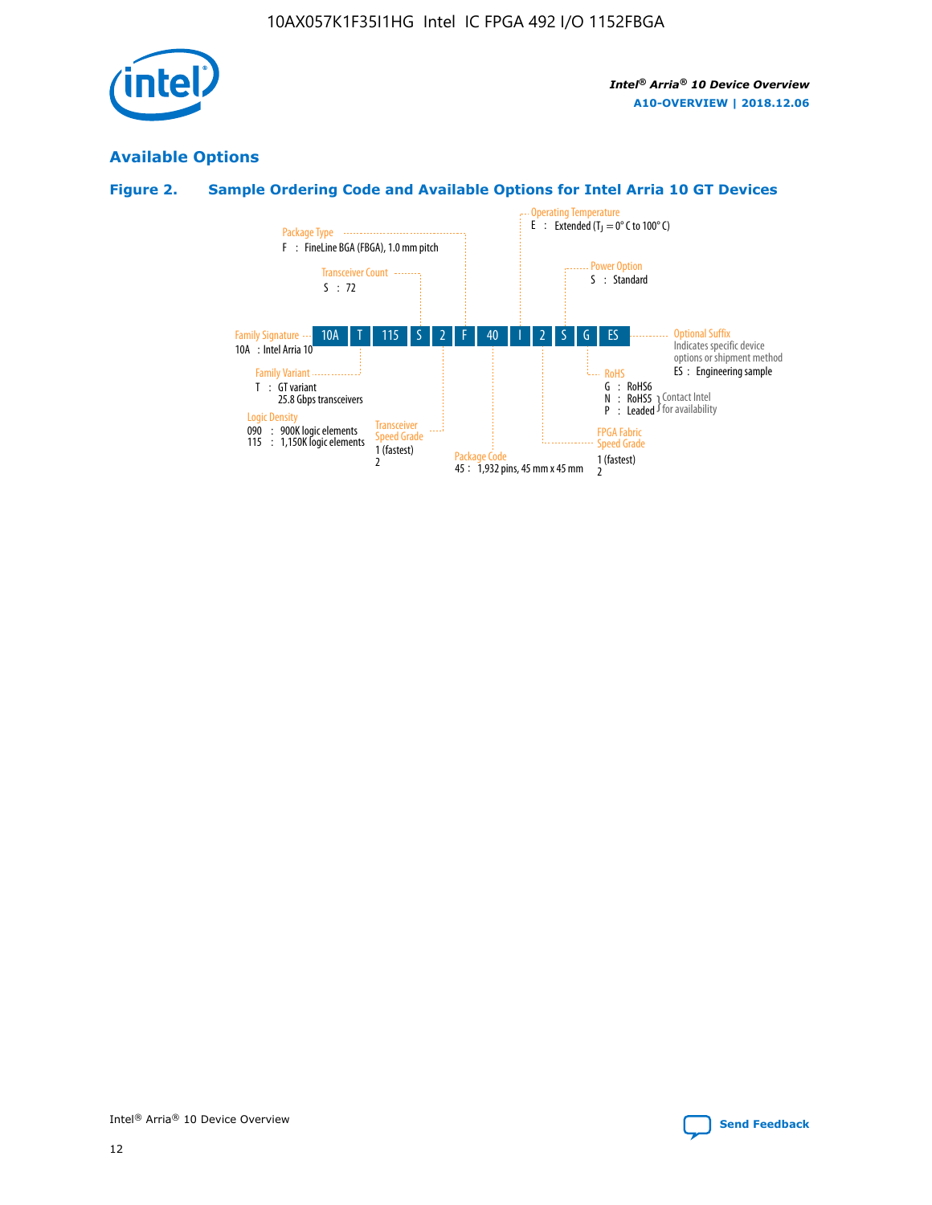## Available Options

### Figure 2. Sample Ordering Code and Available Options for Intel Arria 10 GT Devices

| 10A | T | 115 | S | 2 | F | 40 | I | 2 | S | G | ES |
|---|---|---|---|---|---|---|---|---|---|---|---|

**Family Signature**
10A : Intel Arria 10

**Family Variant**
T : GT variant
25.8 Gbps transceivers

**Logic Density**
090 : 900K logic elements
115 : 1,150K logic elements

**Transceiver Count**
S : 72

**Transceiver Speed Grade**
1 (fastest)
2

**Package Type**
F : FineLine BGA (FBGA), 1.0 mm pitch

**Package Code**
45 : 1,932 pins, 45 mm x 45 mm

**Operating Temperature**
E : Extended ($T_J$ = 0° C to 100° C)

**FPGA Fabric Speed Grade**
1 (fastest)
2

**Power Option**
S : Standard

**RoHS**
G : RoHS6
N : RoHS5 (Contact Intel for availability)
P : Leaded (Contact Intel for availability)

**Optional Suffix**
Indicates specific device options or shipment method
ES : Engineering sample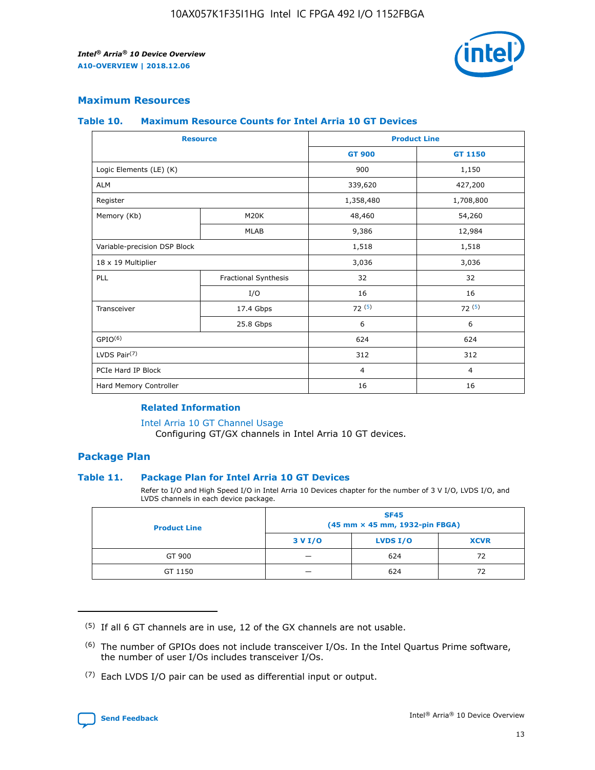## Maximum Resources

### Table 10. Maximum Resource Counts for Intel Arria 10 GT Devices

| Resource | | Product Line | |
|---|---|---|---|
| | | GT 900 | GT 1150 |
| Logic Elements (LE) (K) | | 900 | 1,150 |
| ALM | | 339,620 | 427,200 |
| Register | | 1,358,480 | 1,708,800 |
| Memory (Kb) | M20K | 48,460 | 54,260 |
| | MLAB | 9,386 | 12,984 |
| Variable-precision DSP Block | | 1,518 | 1,518 |
| 18 x 19 Multiplier | | 3,036 | 3,036 |
| PLL | Fractional Synthesis | 32 | 32 |
| | I/O | 16 | 16 |
| Transceiver | 17.4 Gbps | 72 (5) | 72 (5) |
| | 25.8 Gbps | 6 | 6 |
| GPIO(6) | | 624 | 624 |
| LVDS Pair(7) | | 312 | 312 |
| PCIe Hard IP Block | | 4 | 4 |
| Hard Memory Controller | | 16 | 16 |

#### Related Information

Intel Arria 10 GT Channel Usage
Configuring GT/GX channels in Intel Arria 10 GT devices.

## Package Plan

### Table 11. Package Plan for Intel Arria 10 GT Devices

Refer to I/O and High Speed I/O in Intel Arria 10 Devices chapter for the number of 3 V I/O, LVDS I/O, and LVDS channels in each device package.

| Product Line | SF45 (45 mm × 45 mm, 1932-pin FBGA) | | |
|---|---|---|---|
| | 3 V I/O | LVDS I/O | XCVR |
| GT 900 | — | 624 | 72 |
| GT 1150 | — | 624 | 72 |

(5) If all 6 GT channels are in use, 12 of the GX channels are not usable.

(6) The number of GPIOs does not include transceiver I/Os. In the Intel Quartus Prime software, the number of user I/Os includes transceiver I/Os.

(7) Each LVDS I/O pair can be used as differential input or output.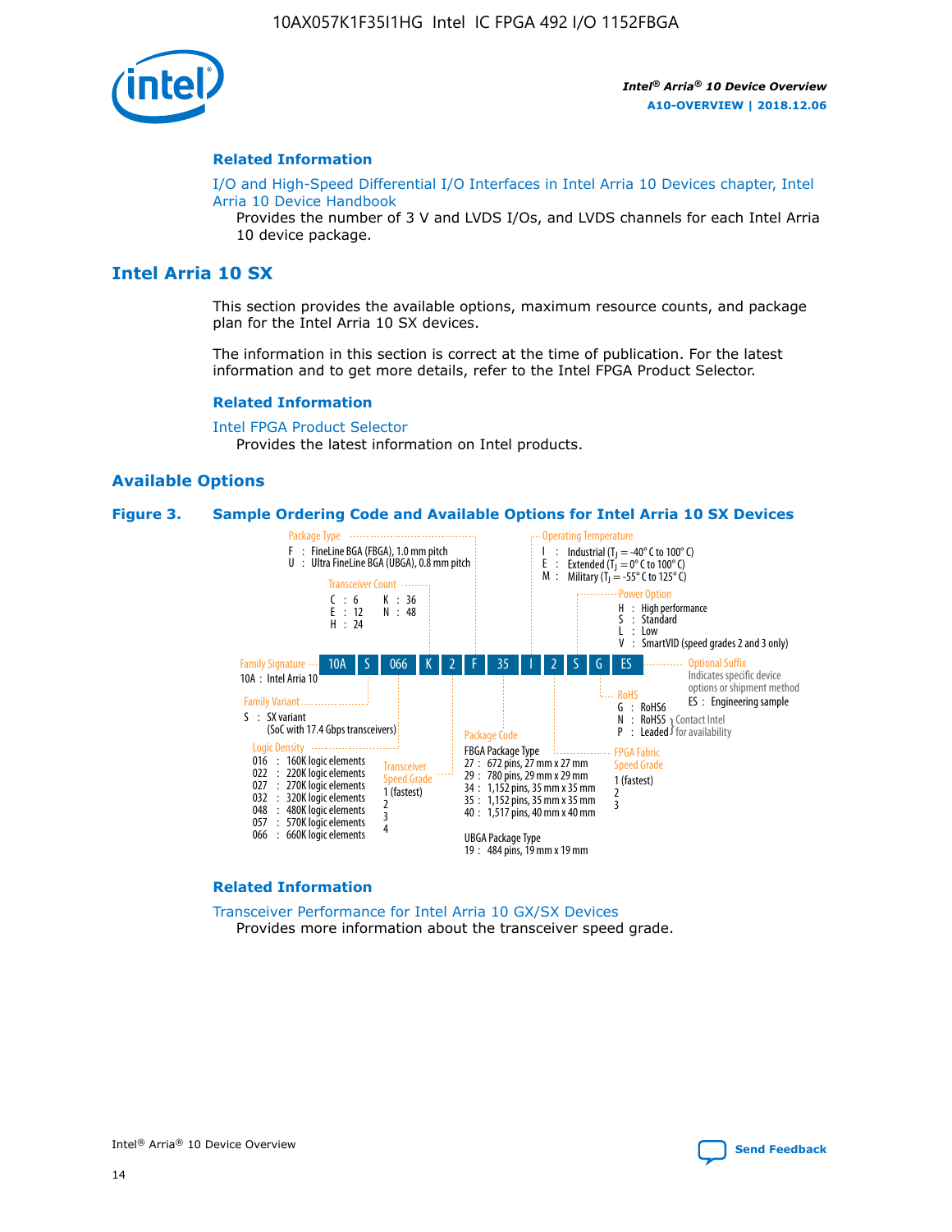## Related Information

I/O and High-Speed Differential I/O Interfaces in Intel Arria 10 Devices chapter, Intel Arria 10 Device Handbook

Provides the number of 3 V and LVDS I/Os, and LVDS channels for each Intel Arria 10 device package.

# Intel Arria 10 SX

This section provides the available options, maximum resource counts, and package plan for the Intel Arria 10 SX devices.

The information in this section is correct at the time of publication. For the latest information and to get more details, refer to the Intel FPGA Product Selector.

## Related Information

Intel FPGA Product Selector

Provides the latest information on Intel products.

## Available Options

**Figure 3. Sample Ordering Code and Available Options for Intel Arria 10 SX Devices**

Sample ordering code: 10A S 066 K 2 F 35 I 2 S G ES

- **Family Signature**
  - 10A : Intel Arria 10
- **Family Variant**
  - S : SX variant (SoC with 17.4 Gbps transceivers)
- **Logic Density**
  - 016 : 160K logic elements
  - 022 : 220K logic elements
  - 027 : 270K logic elements
  - 032 : 320K logic elements
  - 048 : 480K logic elements
  - 057 : 570K logic elements
  - 066 : 660K logic elements
- **Transceiver Count**
  - C : 6
  - E : 12
  - H : 24
  - K : 36
  - N : 48
- **Transceiver Speed Grade**
  - 1 (fastest)
  - 2
  - 3
  - 4
- **Package Type**
  - F : FineLine BGA (FBGA), 1.0 mm pitch
  - U : Ultra FineLine BGA (UBGA), 0.8 mm pitch
- **Package Code**
  - FBGA Package Type
    - 27 : 672 pins, 27 mm x 27 mm
    - 29 : 780 pins, 29 mm x 29 mm
    - 34 : 1,152 pins, 35 mm x 35 mm
    - 35 : 1,152 pins, 35 mm x 35 mm
    - 40 : 1,517 pins, 40 mm x 40 mm
  - UBGA Package Type
    - 19 : 484 pins, 19 mm x 19 mm
- **Operating Temperature**
  - I : Industrial ($T_J$ = -40° C to 100° C)
  - E : Extended ($T_J$ = 0° C to 100° C)
  - M : Military ($T_J$ = -55° C to 125° C)
- **FPGA Fabric Speed Grade**
  - 1 (fastest)
  - 2
  - 3
- **Power Option**
  - H : High performance
  - S : Standard
  - L : Low
  - V : SmartVID (speed grades 2 and 3 only)
- **RoHS**
  - G : RoHS6
  - N : RoHS5 (Contact Intel for availability)
  - P : Leaded (Contact Intel for availability)
- **Optional Suffix**
  - Indicates specific device options or shipment method
  - ES : Engineering sample

## Related Information

Transceiver Performance for Intel Arria 10 GX/SX Devices

Provides more information about the transceiver speed grade.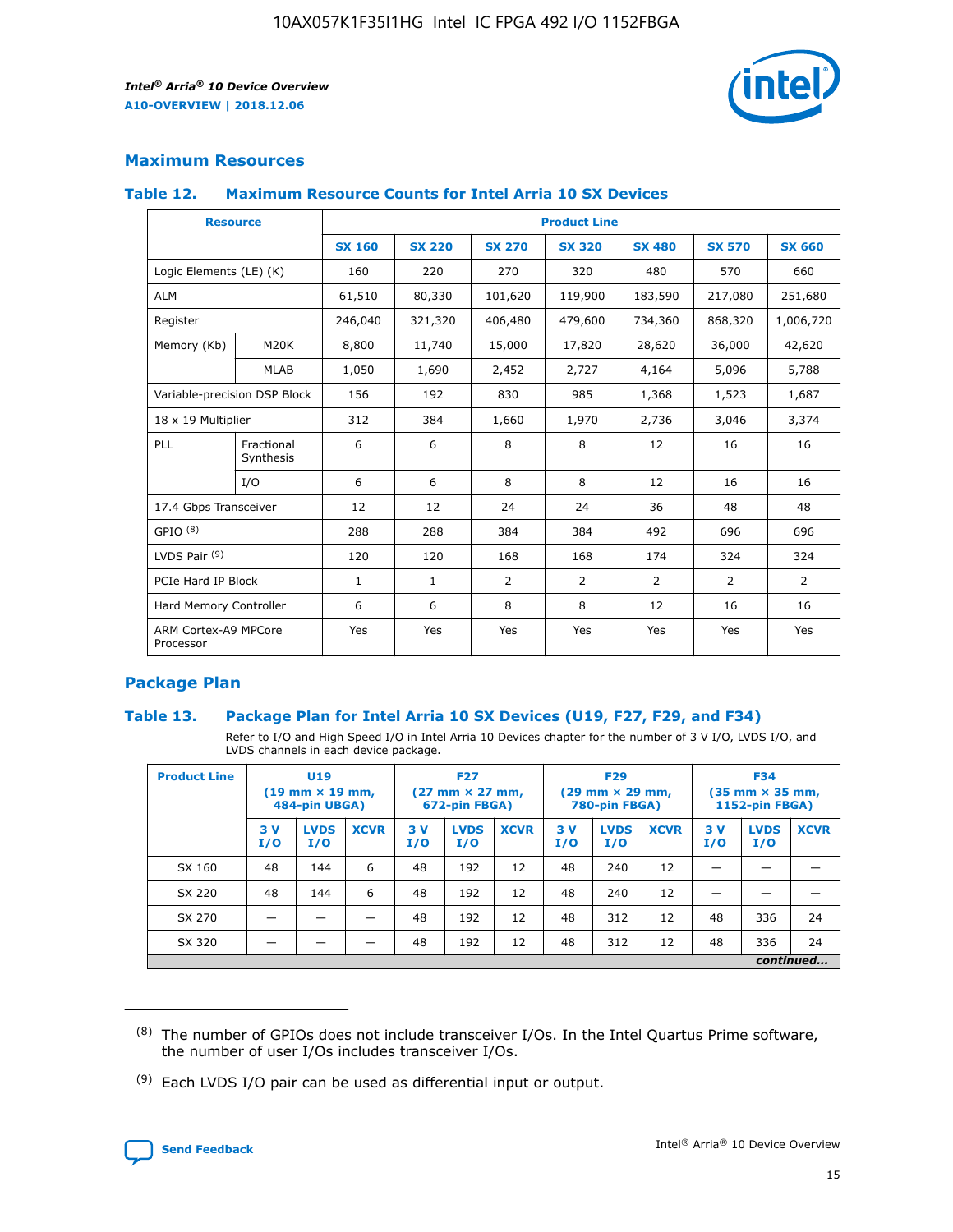## Maximum Resources

### Table 12. Maximum Resource Counts for Intel Arria 10 SX Devices

| Resource | | Product Line | | | | | | |
|---|---|---|---|---|---|---|---|---|
| | | SX 160 | SX 220 | SX 270 | SX 320 | SX 480 | SX 570 | SX 660 |
| Logic Elements (LE) (K) | | 160 | 220 | 270 | 320 | 480 | 570 | 660 |
| ALM | | 61,510 | 80,330 | 101,620 | 119,900 | 183,590 | 217,080 | 251,680 |
| Register | | 246,040 | 321,320 | 406,480 | 479,600 | 734,360 | 868,320 | 1,006,720 |
| Memory (Kb) | M20K | 8,800 | 11,740 | 15,000 | 17,820 | 28,620 | 36,000 | 42,620 |
| | MLAB | 1,050 | 1,690 | 2,452 | 2,727 | 4,164 | 5,096 | 5,788 |
| Variable-precision DSP Block | | 156 | 192 | 830 | 985 | 1,368 | 1,523 | 1,687 |
| 18 x 19 Multiplier | | 312 | 384 | 1,660 | 1,970 | 2,736 | 3,046 | 3,374 |
| PLL | Fractional Synthesis | 6 | 6 | 8 | 8 | 12 | 16 | 16 |
| | I/O | 6 | 6 | 8 | 8 | 12 | 16 | 16 |
| 17.4 Gbps Transceiver | | 12 | 12 | 24 | 24 | 36 | 48 | 48 |
| GPIO [8] | | 288 | 288 | 384 | 384 | 492 | 696 | 696 |
| LVDS Pair [9] | | 120 | 120 | 168 | 168 | 174 | 324 | 324 |
| PCIe Hard IP Block | | 1 | 1 | 2 | 2 | 2 | 2 | 2 |
| Hard Memory Controller | | 6 | 6 | 8 | 8 | 12 | 16 | 16 |
| ARM Cortex-A9 MPCore Processor | | Yes | Yes | Yes | Yes | Yes | Yes | Yes |

## Package Plan

### Table 13. Package Plan for Intel Arria 10 SX Devices (U19, F27, F29, and F34)

Refer to I/O and High Speed I/O in Intel Arria 10 Devices chapter for the number of 3 V I/O, LVDS I/O, and LVDS channels in each device package.

| Product Line | U19 (19 mm × 19 mm, 484-pin UBGA) | | | F27 (27 mm × 27 mm, 672-pin FBGA) | | | F29 (29 mm × 29 mm, 780-pin FBGA) | | | F34 (35 mm × 35 mm, 1152-pin FBGA) | | |
|---|---|---|---|---|---|---|---|---|---|---|---|---|
| | 3 V I/O | LVDS I/O | XCVR | 3 V I/O | LVDS I/O | XCVR | 3 V I/O | LVDS I/O | XCVR | 3 V I/O | LVDS I/O | XCVR |
| SX 160 | 48 | 144 | 6 | 48 | 192 | 12 | 48 | 240 | 12 | — | — | — |
| SX 220 | 48 | 144 | 6 | 48 | 192 | 12 | 48 | 240 | 12 | — | — | — |
| SX 270 | — | — | — | 48 | 192 | 12 | 48 | 312 | 12 | 48 | 336 | 24 |
| SX 320 | — | — | — | 48 | 192 | 12 | 48 | 312 | 12 | 48 | 336 | 24 |

*continued...*

(8) The number of GPIOs does not include transceiver I/Os. In the Intel Quartus Prime software, the number of user I/Os includes transceiver I/Os.

(9) Each LVDS I/O pair can be used as differential input or output.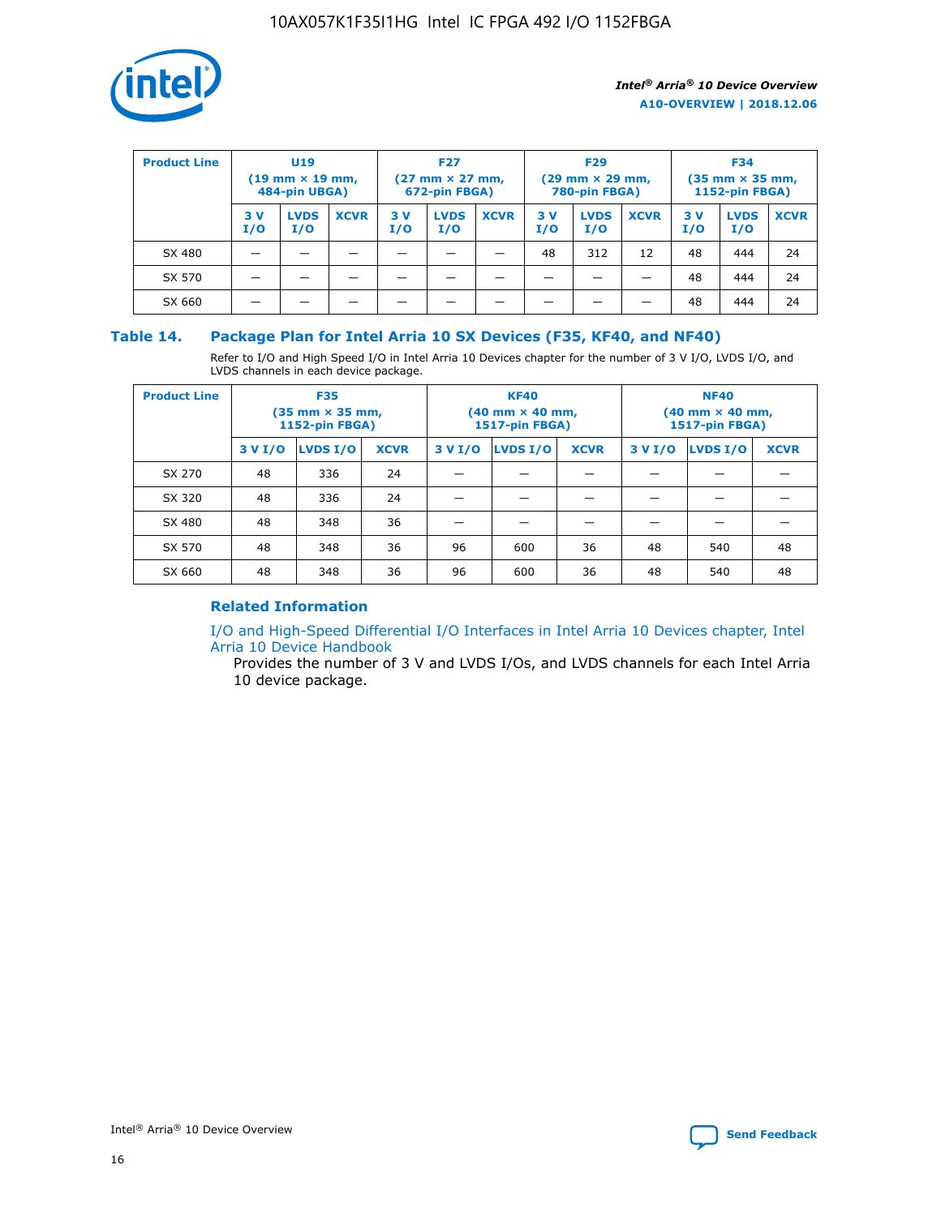| Product Line | U19 (19 mm × 19 mm, 484-pin UBGA) | | | F27 (27 mm × 27 mm, 672-pin FBGA) | | | F29 (29 mm × 29 mm, 780-pin FBGA) | | | F34 (35 mm × 35 mm, 1152-pin FBGA) | | |
|---|---|---|---|---|---|---|---|---|---|---|---|---|
| | 3 V I/O | LVDS I/O | XCVR | 3 V I/O | LVDS I/O | XCVR | 3 V I/O | LVDS I/O | XCVR | 3 V I/O | LVDS I/O | XCVR |
| SX 480 | — | — | — | — | — | — | 48 | 312 | 12 | 48 | 444 | 24 |
| SX 570 | — | — | — | — | — | — | — | — | — | 48 | 444 | 24 |
| SX 660 | — | — | — | — | — | — | — | — | — | 48 | 444 | 24 |

## Table 14. Package Plan for Intel Arria 10 SX Devices (F35, KF40, and NF40)

Refer to I/O and High Speed I/O in Intel Arria 10 Devices chapter for the number of 3 V I/O, LVDS I/O, and LVDS channels in each device package.

| Product Line | F35 (35 mm × 35 mm, 1152-pin FBGA) | | | KF40 (40 mm × 40 mm, 1517-pin FBGA) | | | NF40 (40 mm × 40 mm, 1517-pin FBGA) | | |
|---|---|---|---|---|---|---|---|---|---|
| | 3 V I/O | LVDS I/O | XCVR | 3 V I/O | LVDS I/O | XCVR | 3 V I/O | LVDS I/O | XCVR |
| SX 270 | 48 | 336 | 24 | — | — | — | — | — | — |
| SX 320 | 48 | 336 | 24 | — | — | — | — | — | — |
| SX 480 | 48 | 348 | 36 | — | — | — | — | — | — |
| SX 570 | 48 | 348 | 36 | 96 | 600 | 36 | 48 | 540 | 48 |
| SX 660 | 48 | 348 | 36 | 96 | 600 | 36 | 48 | 540 | 48 |

### Related Information

I/O and High-Speed Differential I/O Interfaces in Intel Arria 10 Devices chapter, Intel Arria 10 Device Handbook

Provides the number of 3 V and LVDS I/Os, and LVDS channels for each Intel Arria 10 device package.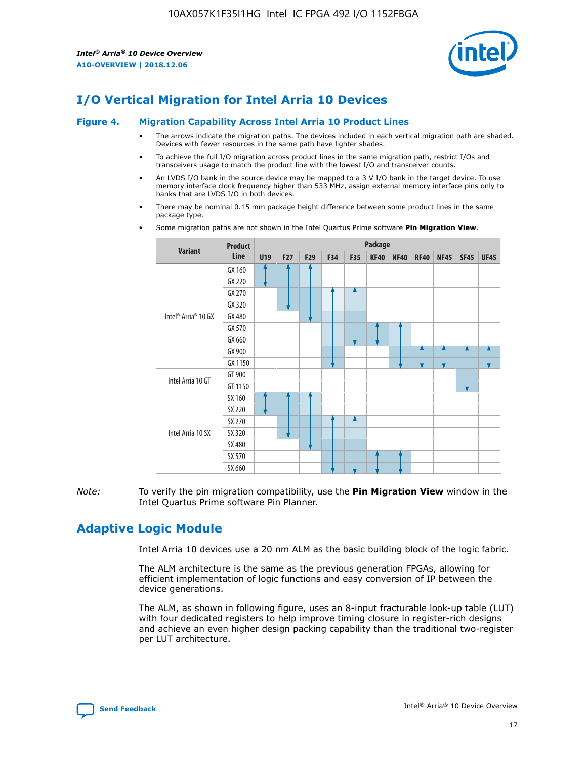# I/O Vertical Migration for Intel Arria 10 Devices

**Figure 4. Migration Capability Across Intel Arria 10 Product Lines**

- The arrows indicate the migration paths. The devices included in each vertical migration path are shaded. Devices with fewer resources in the same path have lighter shades.
- To achieve the full I/O migration across product lines in the same migration path, restrict I/Os and transceivers usage to match the product line with the lowest I/O and transceiver counts.
- An LVDS I/O bank in the source device may be mapped to a 3 V I/O bank in the target device. To use memory interface clock frequency higher than 533 MHz, assign external memory interface pins only to banks that are LVDS I/O in both devices.
- There may be nominal 0.15 mm package height difference between some product lines in the same package type.
- Some migration paths are not shown in the Intel Quartus Prime software **Pin Migration View**.

| Variant | Product Line | U19 | F27 | F29 | F34 | F35 | KF40 | NF40 | RF40 | NF45 | SF45 | UF45 |
|---|---|---|---|---|---|---|---|---|---|---|---|---|
| Intel® Arria® 10 GX | GX 160 | | | | | | | | | | | |
| | GX 220 | | | | | | | | | | | |
| | GX 270 | | | | | | | | | | | |
| | GX 320 | | | | | | | | | | | |
| | GX 480 | | | | | | | | | | | |
| | GX 570 | | | | | | | | | | | |
| | GX 660 | | | | | | | | | | | |
| | GX 900 | | | | | | | | | | | |
| | GX 1150 | | | | | | | | | | | |
| Intel Arria 10 GT | GT 900 | | | | | | | | | | | |
| | GT 1150 | | | | | | | | | | | |
| Intel Arria 10 SX | SX 160 | | | | | | | | | | | |
| | SX 220 | | | | | | | | | | | |
| | SX 270 | | | | | | | | | | | |
| | SX 320 | | | | | | | | | | | |
| | SX 480 | | | | | | | | | | | |
| | SX 570 | | | | | | | | | | | |
| | SX 660 | | | | | | | | | | | |

*Note:* To verify the pin migration compatibility, use the **Pin Migration View** window in the Intel Quartus Prime software Pin Planner.

# Adaptive Logic Module

Intel Arria 10 devices use a 20 nm ALM as the basic building block of the logic fabric.

The ALM architecture is the same as the previous generation FPGAs, allowing for efficient implementation of logic functions and easy conversion of IP between the device generations.

The ALM, as shown in following figure, uses an 8-input fracturable look-up table (LUT) with four dedicated registers to help improve timing closure in register-rich designs and achieve an even higher design packing capability than the traditional two-register per LUT architecture.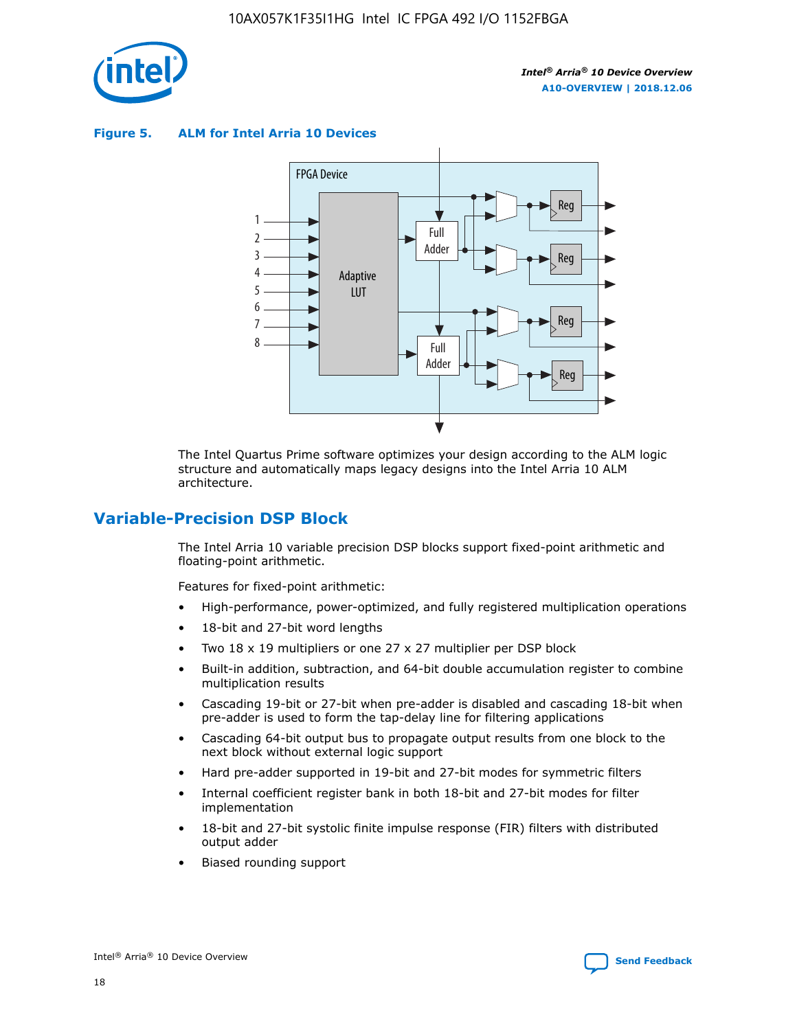**Figure 5. ALM for Intel Arria 10 Devices**

The Intel Quartus Prime software optimizes your design according to the ALM logic structure and automatically maps legacy designs into the Intel Arria 10 ALM architecture.

## Variable-Precision DSP Block

The Intel Arria 10 variable precision DSP blocks support fixed-point arithmetic and floating-point arithmetic.

Features for fixed-point arithmetic:

- High-performance, power-optimized, and fully registered multiplication operations
- 18-bit and 27-bit word lengths
- Two 18 x 19 multipliers or one 27 x 27 multiplier per DSP block
- Built-in addition, subtraction, and 64-bit double accumulation register to combine multiplication results
- Cascading 19-bit or 27-bit when pre-adder is disabled and cascading 18-bit when pre-adder is used to form the tap-delay line for filtering applications
- Cascading 64-bit output bus to propagate output results from one block to the next block without external logic support
- Hard pre-adder supported in 19-bit and 27-bit modes for symmetric filters
- Internal coefficient register bank in both 18-bit and 27-bit modes for filter implementation
- 18-bit and 27-bit systolic finite impulse response (FIR) filters with distributed output adder
- Biased rounding support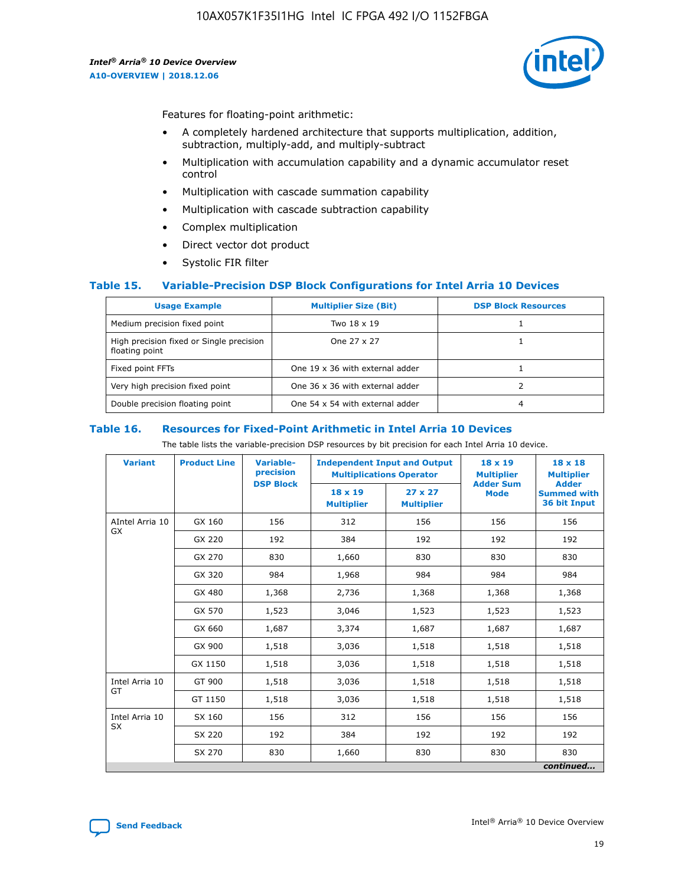Features for floating-point arithmetic:

- A completely hardened architecture that supports multiplication, addition, subtraction, multiply-add, and multiply-subtract
- Multiplication with accumulation capability and a dynamic accumulator reset control
- Multiplication with cascade summation capability
- Multiplication with cascade subtraction capability
- Complex multiplication
- Direct vector dot product
- Systolic FIR filter

### Table 15. Variable-Precision DSP Block Configurations for Intel Arria 10 Devices

| Usage Example | Multiplier Size (Bit) | DSP Block Resources |
|---|---|---|
| Medium precision fixed point | Two 18 x 19 | 1 |
| High precision fixed or Single precision floating point | One 27 x 27 | 1 |
| Fixed point FFTs | One 19 x 36 with external adder | 1 |
| Very high precision fixed point | One 36 x 36 with external adder | 2 |
| Double precision floating point | One 54 x 54 with external adder | 4 |

### Table 16. Resources for Fixed-Point Arithmetic in Intel Arria 10 Devices

The table lists the variable-precision DSP resources by bit precision for each Intel Arria 10 device.

| Variant | Product Line | Variable-precision DSP Block | Independent Input and Output Multiplications Operator | | 18 x 19 Multiplier Adder Sum Mode | 18 x 18 Multiplier Adder Summed with 36 bit Input |
|---|---|---|---|---|---|---|
| | | | 18 x 19 Multiplier | 27 x 27 Multiplier | | |
| AIntel Arria 10 GX | GX 160 | 156 | 312 | 156 | 156 | 156 |
| | GX 220 | 192 | 384 | 192 | 192 | 192 |
| | GX 270 | 830 | 1,660 | 830 | 830 | 830 |
| | GX 320 | 984 | 1,968 | 984 | 984 | 984 |
| | GX 480 | 1,368 | 2,736 | 1,368 | 1,368 | 1,368 |
| | GX 570 | 1,523 | 3,046 | 1,523 | 1,523 | 1,523 |
| | GX 660 | 1,687 | 3,374 | 1,687 | 1,687 | 1,687 |
| | GX 900 | 1,518 | 3,036 | 1,518 | 1,518 | 1,518 |
| | GX 1150 | 1,518 | 3,036 | 1,518 | 1,518 | 1,518 |
| Intel Arria 10 GT | GT 900 | 1,518 | 3,036 | 1,518 | 1,518 | 1,518 |
| | GT 1150 | 1,518 | 3,036 | 1,518 | 1,518 | 1,518 |
| Intel Arria 10 SX | SX 160 | 156 | 312 | 156 | 156 | 156 |
| | SX 220 | 192 | 384 | 192 | 192 | 192 |
| | SX 270 | 830 | 1,660 | 830 | 830 | 830 |

*continued...*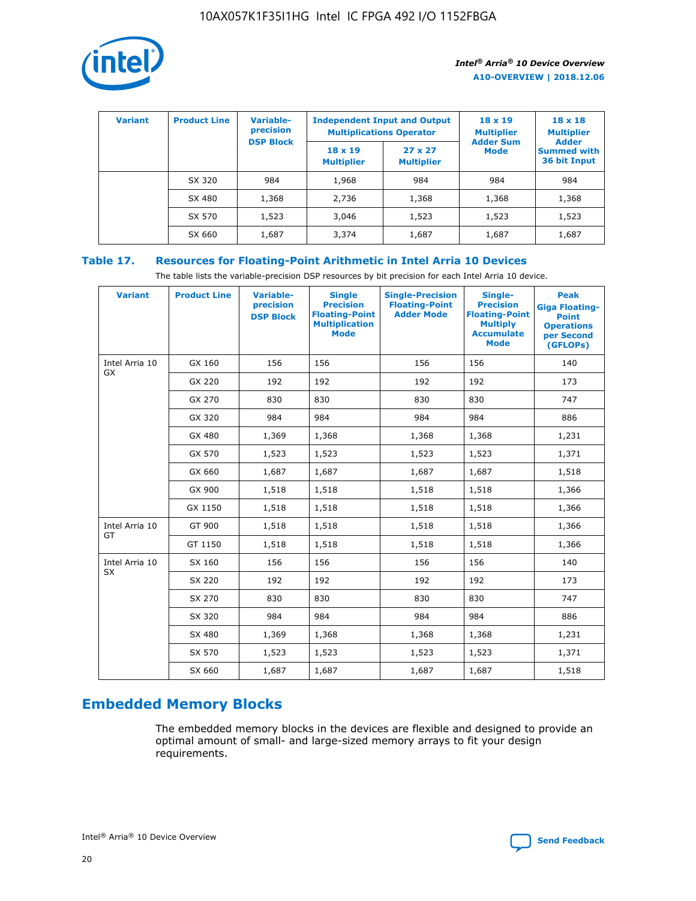| Variant | Product Line | Variable-precision DSP Block | Independent Input and Output Multiplications Operator | | 18 x 19 Multiplier Adder Sum Mode | 18 x 18 Multiplier Adder Summed with 36 bit Input |
|---|---|---|---|---|---|---|
| | | | 18 x 19 Multiplier | 27 x 27 Multiplier | | |
| | SX 320 | 984 | 1,968 | 984 | 984 | 984 |
| | SX 480 | 1,368 | 2,736 | 1,368 | 1,368 | 1,368 |
| | SX 570 | 1,523 | 3,046 | 1,523 | 1,523 | 1,523 |
| | SX 660 | 1,687 | 3,374 | 1,687 | 1,687 | 1,687 |

### Table 17. Resources for Floating-Point Arithmetic in Intel Arria 10 Devices

The table lists the variable-precision DSP resources by bit precision for each Intel Arria 10 device.

| Variant | Product Line | Variable-precision DSP Block | Single Precision Floating-Point Multiplication Mode | Single-Precision Floating-Point Adder Mode | Single-Precision Floating-Point Multiply Accumulate Mode | Peak Giga Floating-Point Operations per Second (GFLOPs) |
|---|---|---|---|---|---|---|
| Intel Arria 10 GX | GX 160 | 156 | 156 | 156 | 156 | 140 |
| | GX 220 | 192 | 192 | 192 | 192 | 173 |
| | GX 270 | 830 | 830 | 830 | 830 | 747 |
| | GX 320 | 984 | 984 | 984 | 984 | 886 |
| | GX 480 | 1,369 | 1,368 | 1,368 | 1,368 | 1,231 |
| | GX 570 | 1,523 | 1,523 | 1,523 | 1,523 | 1,371 |
| | GX 660 | 1,687 | 1,687 | 1,687 | 1,687 | 1,518 |
| | GX 900 | 1,518 | 1,518 | 1,518 | 1,518 | 1,366 |
| | GX 1150 | 1,518 | 1,518 | 1,518 | 1,518 | 1,366 |
| Intel Arria 10 GT | GT 900 | 1,518 | 1,518 | 1,518 | 1,518 | 1,366 |
| | GT 1150 | 1,518 | 1,518 | 1,518 | 1,518 | 1,366 |
| Intel Arria 10 SX | SX 160 | 156 | 156 | 156 | 156 | 140 |
| | SX 220 | 192 | 192 | 192 | 192 | 173 |
| | SX 270 | 830 | 830 | 830 | 830 | 747 |
| | SX 320 | 984 | 984 | 984 | 984 | 886 |
| | SX 480 | 1,369 | 1,368 | 1,368 | 1,368 | 1,231 |
| | SX 570 | 1,523 | 1,523 | 1,523 | 1,523 | 1,371 |
| | SX 660 | 1,687 | 1,687 | 1,687 | 1,687 | 1,518 |

## Embedded Memory Blocks

The embedded memory blocks in the devices are flexible and designed to provide an optimal amount of small- and large-sized memory arrays to fit your design requirements.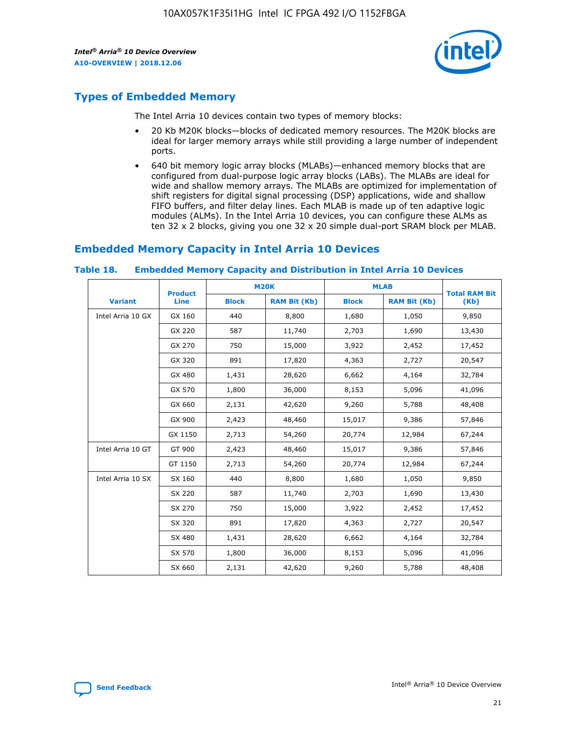## Types of Embedded Memory

The Intel Arria 10 devices contain two types of memory blocks:

- 20 Kb M20K blocks—blocks of dedicated memory resources. The M20K blocks are ideal for larger memory arrays while still providing a large number of independent ports.
- 640 bit memory logic array blocks (MLABs)—enhanced memory blocks that are configured from dual-purpose logic array blocks (LABs). The MLABs are ideal for wide and shallow memory arrays. The MLABs are optimized for implementation of shift registers for digital signal processing (DSP) applications, wide and shallow FIFO buffers, and filter delay lines. Each MLAB is made up of ten adaptive logic modules (ALMs). In the Intel Arria 10 devices, you can configure these ALMs as ten 32 x 2 blocks, giving you one 32 x 20 simple dual-port SRAM block per MLAB.

## Embedded Memory Capacity in Intel Arria 10 Devices

**Table 18. Embedded Memory Capacity and Distribution in Intel Arria 10 Devices**

| Variant | Product Line | M20K | | MLAB | | Total RAM Bit (Kb) |
|---|---|---|---|---|---|---|
| | | Block | RAM Bit (Kb) | Block | RAM Bit (Kb) | |
| Intel Arria 10 GX | GX 160 | 440 | 8,800 | 1,680 | 1,050 | 9,850 |
| | GX 220 | 587 | 11,740 | 2,703 | 1,690 | 13,430 |
| | GX 270 | 750 | 15,000 | 3,922 | 2,452 | 17,452 |
| | GX 320 | 891 | 17,820 | 4,363 | 2,727 | 20,547 |
| | GX 480 | 1,431 | 28,620 | 6,662 | 4,164 | 32,784 |
| | GX 570 | 1,800 | 36,000 | 8,153 | 5,096 | 41,096 |
| | GX 660 | 2,131 | 42,620 | 9,260 | 5,788 | 48,408 |
| | GX 900 | 2,423 | 48,460 | 15,017 | 9,386 | 57,846 |
| | GX 1150 | 2,713 | 54,260 | 20,774 | 12,984 | 67,244 |
| Intel Arria 10 GT | GT 900 | 2,423 | 48,460 | 15,017 | 9,386 | 57,846 |
| | GT 1150 | 2,713 | 54,260 | 20,774 | 12,984 | 67,244 |
| Intel Arria 10 SX | SX 160 | 440 | 8,800 | 1,680 | 1,050 | 9,850 |
| | SX 220 | 587 | 11,740 | 2,703 | 1,690 | 13,430 |
| | SX 270 | 750 | 15,000 | 3,922 | 2,452 | 17,452 |
| | SX 320 | 891 | 17,820 | 4,363 | 2,727 | 20,547 |
| | SX 480 | 1,431 | 28,620 | 6,662 | 4,164 | 32,784 |
| | SX 570 | 1,800 | 36,000 | 8,153 | 5,096 | 41,096 |
| | SX 660 | 2,131 | 42,620 | 9,260 | 5,788 | 48,408 |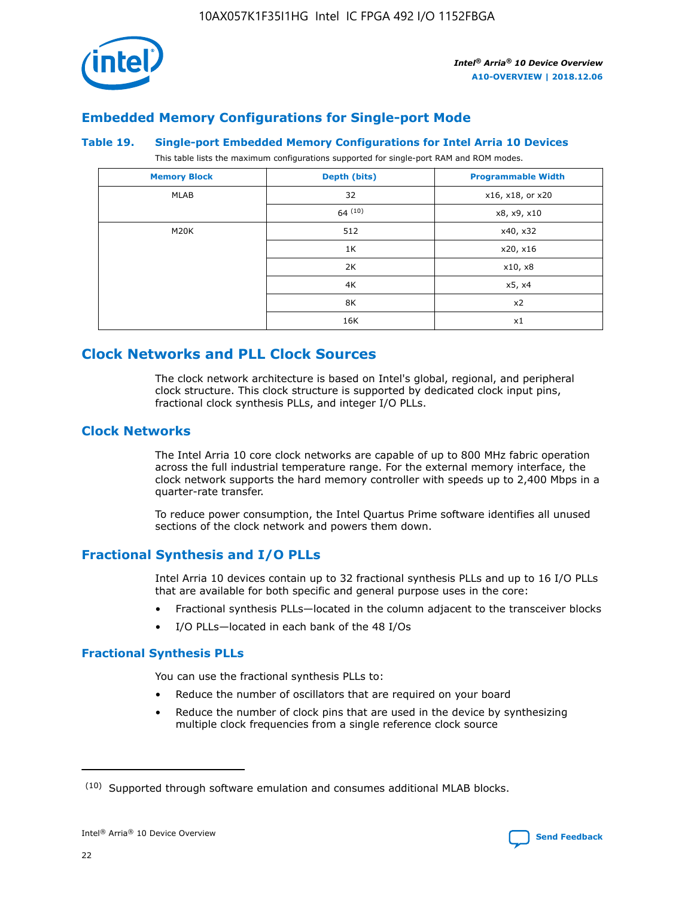## Embedded Memory Configurations for Single-port Mode

**Table 19. Single-port Embedded Memory Configurations for Intel Arria 10 Devices**

This table lists the maximum configurations supported for single-port RAM and ROM modes.

| Memory Block | Depth (bits) | Programmable Width |
|---|---|---|
| MLAB | 32 | x16, x18, or x20 |
| | 64 [10] | x8, x9, x10 |
| M20K | 512 | x40, x32 |
| | 1K | x20, x16 |
| | 2K | x10, x8 |
| | 4K | x5, x4 |
| | 8K | x2 |
| | 16K | x1 |

# Clock Networks and PLL Clock Sources

The clock network architecture is based on Intel's global, regional, and peripheral clock structure. This clock structure is supported by dedicated clock input pins, fractional clock synthesis PLLs, and integer I/O PLLs.

## Clock Networks

The Intel Arria 10 core clock networks are capable of up to 800 MHz fabric operation across the full industrial temperature range. For the external memory interface, the clock network supports the hard memory controller with speeds up to 2,400 Mbps in a quarter-rate transfer.

To reduce power consumption, the Intel Quartus Prime software identifies all unused sections of the clock network and powers them down.

## Fractional Synthesis and I/O PLLs

Intel Arria 10 devices contain up to 32 fractional synthesis PLLs and up to 16 I/O PLLs that are available for both specific and general purpose uses in the core:

- Fractional synthesis PLLs—located in the column adjacent to the transceiver blocks
- I/O PLLs—located in each bank of the 48 I/Os

### Fractional Synthesis PLLs

You can use the fractional synthesis PLLs to:

- Reduce the number of oscillators that are required on your board
- Reduce the number of clock pins that are used in the device by synthesizing multiple clock frequencies from a single reference clock source

(10) Supported through software emulation and consumes additional MLAB blocks.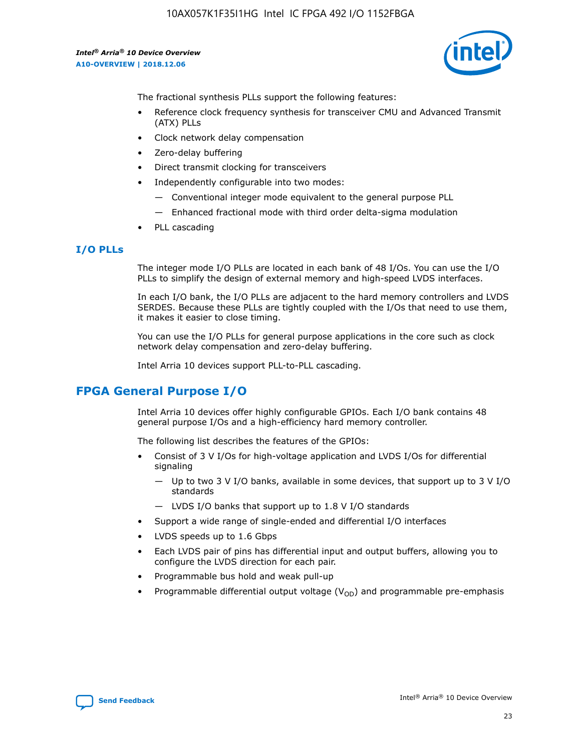The fractional synthesis PLLs support the following features:

- Reference clock frequency synthesis for transceiver CMU and Advanced Transmit (ATX) PLLs
- Clock network delay compensation
- Zero-delay buffering
- Direct transmit clocking for transceivers
- Independently configurable into two modes:
  - Conventional integer mode equivalent to the general purpose PLL
  - Enhanced fractional mode with third order delta-sigma modulation
- PLL cascading

### I/O PLLs

The integer mode I/O PLLs are located in each bank of 48 I/Os. You can use the I/O PLLs to simplify the design of external memory and high-speed LVDS interfaces.

In each I/O bank, the I/O PLLs are adjacent to the hard memory controllers and LVDS SERDES. Because these PLLs are tightly coupled with the I/Os that need to use them, it makes it easier to close timing.

You can use the I/O PLLs for general purpose applications in the core such as clock network delay compensation and zero-delay buffering.

Intel Arria 10 devices support PLL-to-PLL cascading.

## FPGA General Purpose I/O

Intel Arria 10 devices offer highly configurable GPIOs. Each I/O bank contains 48 general purpose I/Os and a high-efficiency hard memory controller.

The following list describes the features of the GPIOs:

- Consist of 3 V I/Os for high-voltage application and LVDS I/Os for differential signaling
  - Up to two 3 V I/O banks, available in some devices, that support up to 3 V I/O standards
  - LVDS I/O banks that support up to 1.8 V I/O standards
- Support a wide range of single-ended and differential I/O interfaces
- LVDS speeds up to 1.6 Gbps
- Each LVDS pair of pins has differential input and output buffers, allowing you to configure the LVDS direction for each pair.
- Programmable bus hold and weak pull-up
- Programmable differential output voltage ($V_{OD}$) and programmable pre-emphasis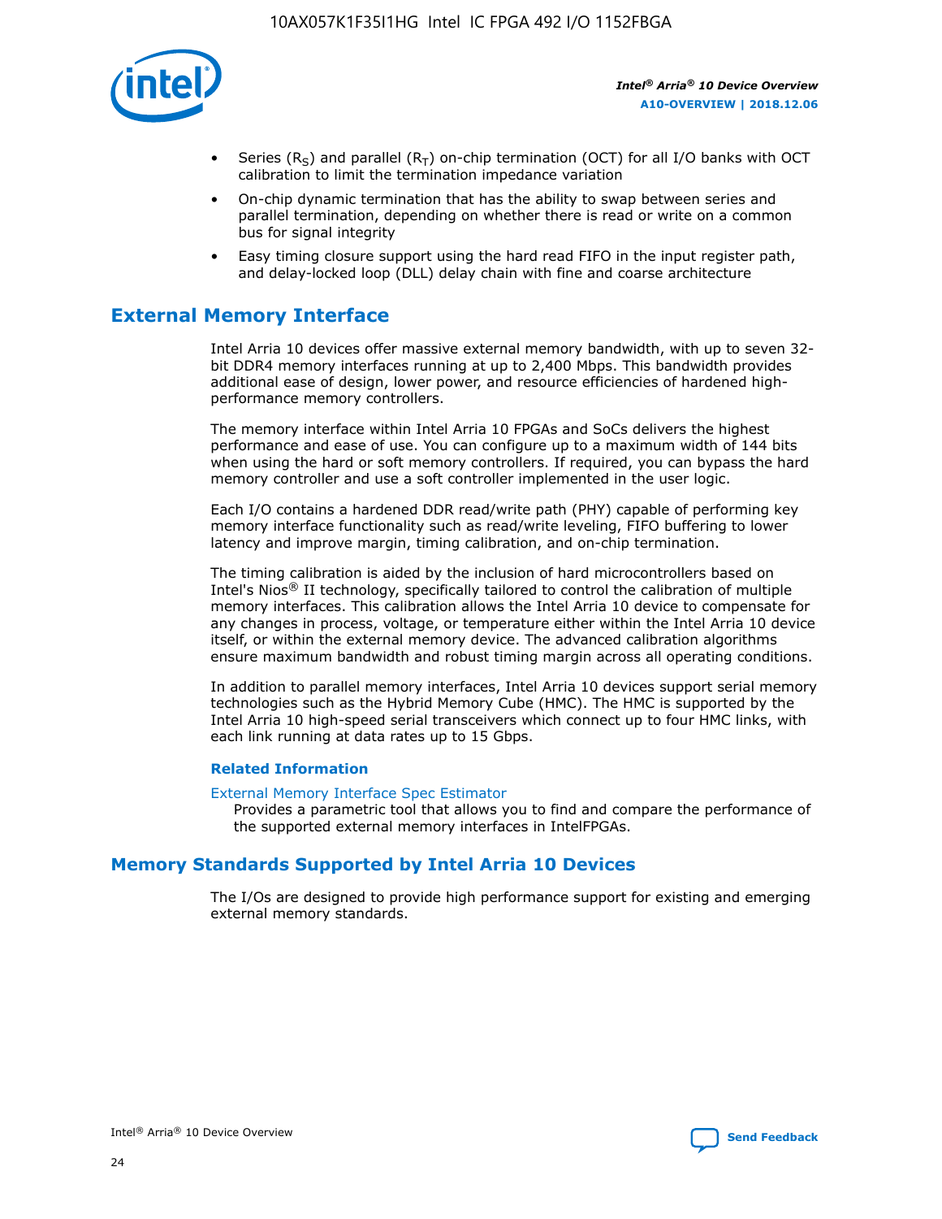- Series ($R_S$) and parallel ($R_T$) on-chip termination (OCT) for all I/O banks with OCT calibration to limit the termination impedance variation
- On-chip dynamic termination that has the ability to swap between series and parallel termination, depending on whether there is read or write on a common bus for signal integrity
- Easy timing closure support using the hard read FIFO in the input register path, and delay-locked loop (DLL) delay chain with fine and coarse architecture

## External Memory Interface

Intel Arria 10 devices offer massive external memory bandwidth, with up to seven 32-bit DDR4 memory interfaces running at up to 2,400 Mbps. This bandwidth provides additional ease of design, lower power, and resource efficiencies of hardened high-performance memory controllers.

The memory interface within Intel Arria 10 FPGAs and SoCs delivers the highest performance and ease of use. You can configure up to a maximum width of 144 bits when using the hard or soft memory controllers. If required, you can bypass the hard memory controller and use a soft controller implemented in the user logic.

Each I/O contains a hardened DDR read/write path (PHY) capable of performing key memory interface functionality such as read/write leveling, FIFO buffering to lower latency and improve margin, timing calibration, and on-chip termination.

The timing calibration is aided by the inclusion of hard microcontrollers based on Intel's Nios® II technology, specifically tailored to control the calibration of multiple memory interfaces. This calibration allows the Intel Arria 10 device to compensate for any changes in process, voltage, or temperature either within the Intel Arria 10 device itself, or within the external memory device. The advanced calibration algorithms ensure maximum bandwidth and robust timing margin across all operating conditions.

In addition to parallel memory interfaces, Intel Arria 10 devices support serial memory technologies such as the Hybrid Memory Cube (HMC). The HMC is supported by the Intel Arria 10 high-speed serial transceivers which connect up to four HMC links, with each link running at data rates up to 15 Gbps.

### Related Information

External Memory Interface Spec Estimator
: Provides a parametric tool that allows you to find and compare the performance of the supported external memory interfaces in IntelFPGAs.

## Memory Standards Supported by Intel Arria 10 Devices

The I/Os are designed to provide high performance support for existing and emerging external memory standards.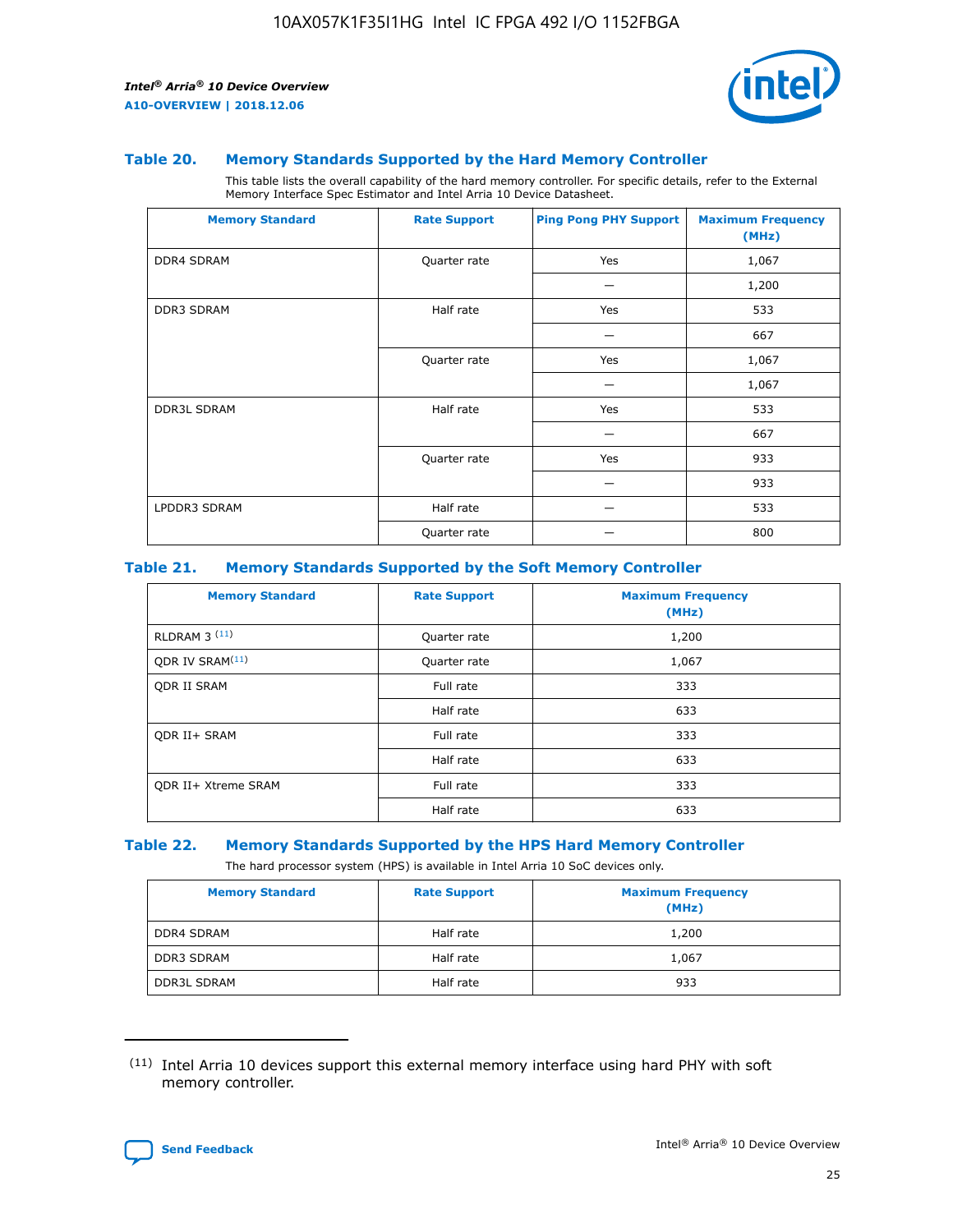### Table 20. Memory Standards Supported by the Hard Memory Controller

This table lists the overall capability of the hard memory controller. For specific details, refer to the External Memory Interface Spec Estimator and Intel Arria 10 Device Datasheet.

| Memory Standard | Rate Support | Ping Pong PHY Support | Maximum Frequency (MHz) |
|---|---|---|---|
| DDR4 SDRAM | Quarter rate | Yes | 1,067 |
| | | — | 1,200 |
| DDR3 SDRAM | Half rate | Yes | 533 |
| | | — | 667 |
| | Quarter rate | Yes | 1,067 |
| | | — | 1,067 |
| DDR3L SDRAM | Half rate | Yes | 533 |
| | | — | 667 |
| | Quarter rate | Yes | 933 |
| | | — | 933 |
| LPDDR3 SDRAM | Half rate | — | 533 |
| | Quarter rate | — | 800 |

### Table 21. Memory Standards Supported by the Soft Memory Controller

| Memory Standard | Rate Support | Maximum Frequency (MHz) |
|---|---|---|
| RLDRAM 3 [11] | Quarter rate | 1,200 |
| QDR IV SRAM[11] | Quarter rate | 1,067 |
| QDR II SRAM | Full rate | 333 |
| | Half rate | 633 |
| QDR II+ SRAM | Full rate | 333 |
| | Half rate | 633 |
| QDR II+ Xtreme SRAM | Full rate | 333 |
| | Half rate | 633 |

### Table 22. Memory Standards Supported by the HPS Hard Memory Controller

The hard processor system (HPS) is available in Intel Arria 10 SoC devices only.

| Memory Standard | Rate Support | Maximum Frequency (MHz) |
|---|---|---|
| DDR4 SDRAM | Half rate | 1,200 |
| DDR3 SDRAM | Half rate | 1,067 |
| DDR3L SDRAM | Half rate | 933 |

(11) Intel Arria 10 devices support this external memory interface using hard PHY with soft memory controller.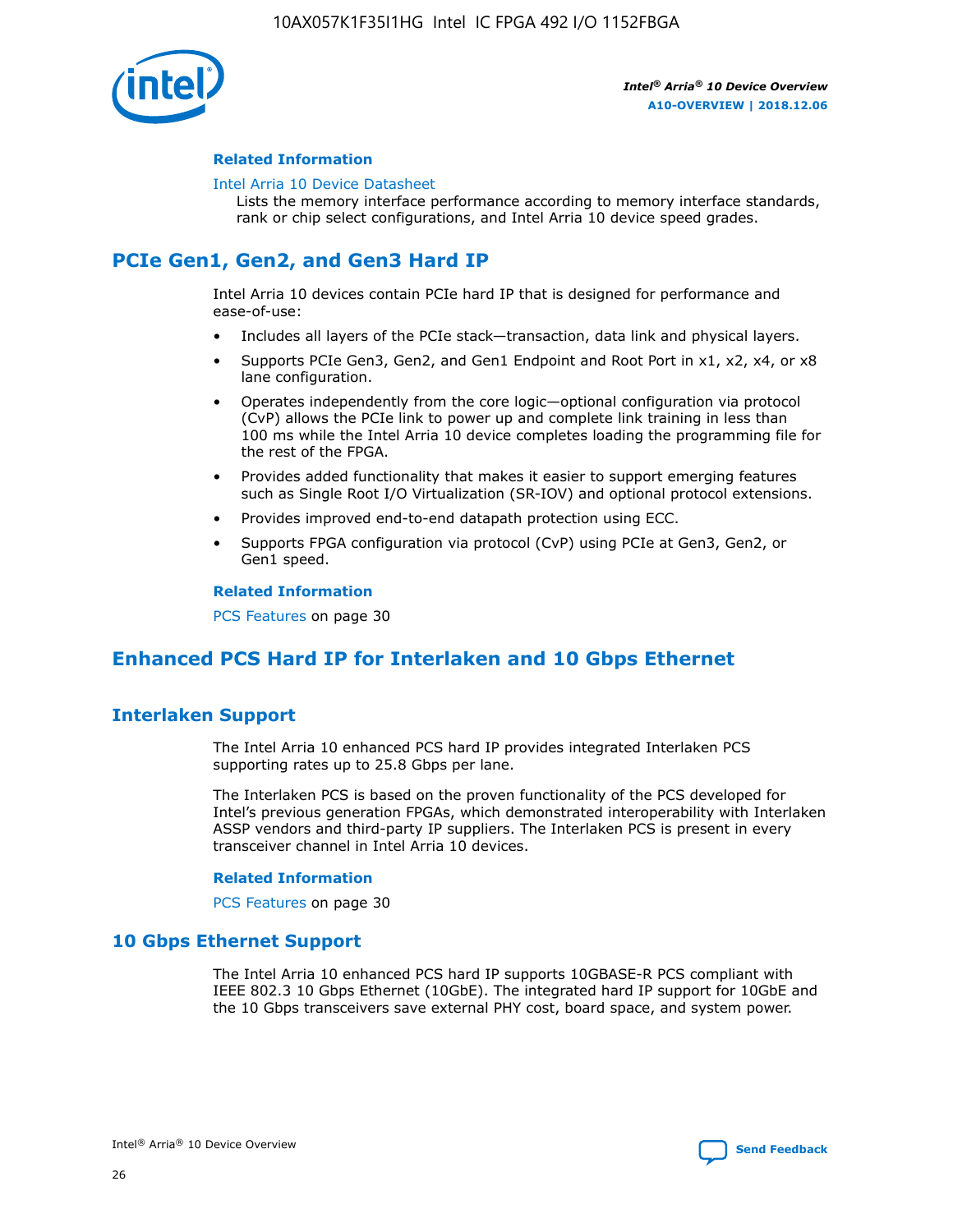#### Related Information

Intel Arria 10 Device Datasheet
Lists the memory interface performance according to memory interface standards, rank or chip select configurations, and Intel Arria 10 device speed grades.

## PCIe Gen1, Gen2, and Gen3 Hard IP

Intel Arria 10 devices contain PCIe hard IP that is designed for performance and ease-of-use:

- Includes all layers of the PCIe stack—transaction, data link and physical layers.
- Supports PCIe Gen3, Gen2, and Gen1 Endpoint and Root Port in x1, x2, x4, or x8 lane configuration.
- Operates independently from the core logic—optional configuration via protocol (CvP) allows the PCIe link to power up and complete link training in less than 100 ms while the Intel Arria 10 device completes loading the programming file for the rest of the FPGA.
- Provides added functionality that makes it easier to support emerging features such as Single Root I/O Virtualization (SR-IOV) and optional protocol extensions.
- Provides improved end-to-end datapath protection using ECC.
- Supports FPGA configuration via protocol (CvP) using PCIe at Gen3, Gen2, or Gen1 speed.

#### Related Information

PCS Features on page 30

## Enhanced PCS Hard IP for Interlaken and 10 Gbps Ethernet

### Interlaken Support

The Intel Arria 10 enhanced PCS hard IP provides integrated Interlaken PCS supporting rates up to 25.8 Gbps per lane.

The Interlaken PCS is based on the proven functionality of the PCS developed for Intel's previous generation FPGAs, which demonstrated interoperability with Interlaken ASSP vendors and third-party IP suppliers. The Interlaken PCS is present in every transceiver channel in Intel Arria 10 devices.

#### Related Information

PCS Features on page 30

### 10 Gbps Ethernet Support

The Intel Arria 10 enhanced PCS hard IP supports 10GBASE-R PCS compliant with IEEE 802.3 10 Gbps Ethernet (10GbE). The integrated hard IP support for 10GbE and the 10 Gbps transceivers save external PHY cost, board space, and system power.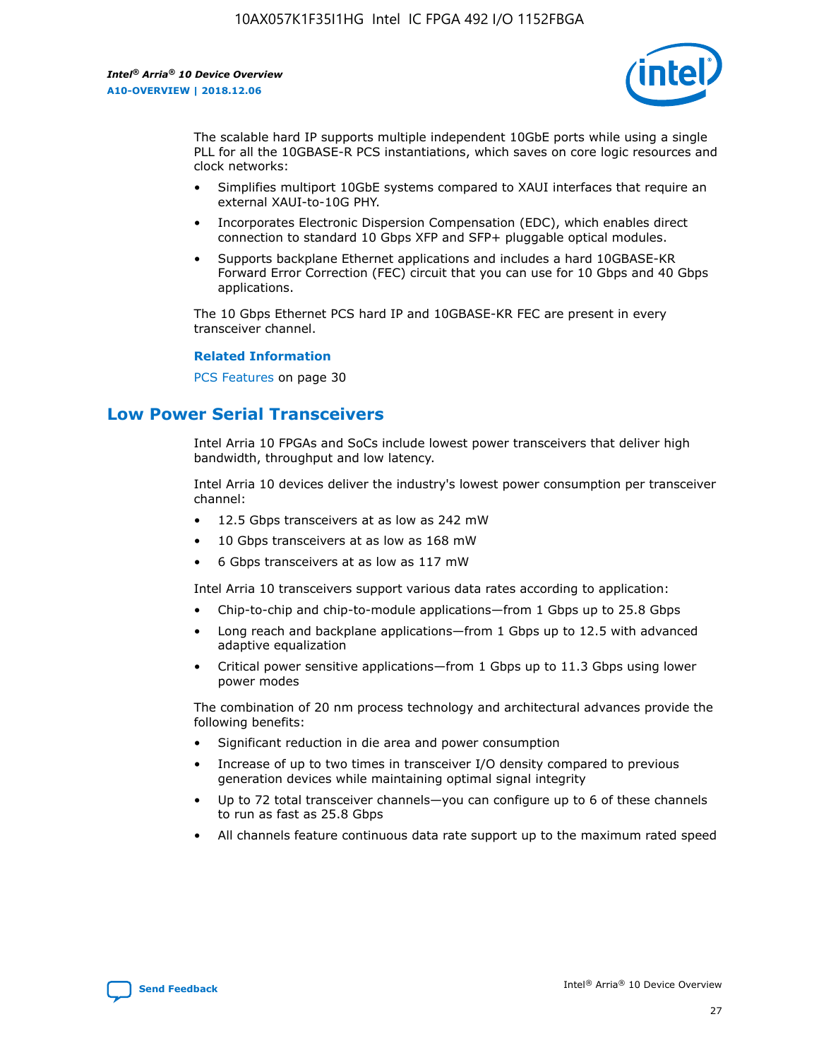The scalable hard IP supports multiple independent 10GbE ports while using a single PLL for all the 10GBASE-R PCS instantiations, which saves on core logic resources and clock networks:

- Simplifies multiport 10GbE systems compared to XAUI interfaces that require an external XAUI-to-10G PHY.
- Incorporates Electronic Dispersion Compensation (EDC), which enables direct connection to standard 10 Gbps XFP and SFP+ pluggable optical modules.
- Supports backplane Ethernet applications and includes a hard 10GBASE-KR Forward Error Correction (FEC) circuit that you can use for 10 Gbps and 40 Gbps applications.

The 10 Gbps Ethernet PCS hard IP and 10GBASE-KR FEC are present in every transceiver channel.

**Related Information**

PCS Features on page 30

## Low Power Serial Transceivers

Intel Arria 10 FPGAs and SoCs include lowest power transceivers that deliver high bandwidth, throughput and low latency.

Intel Arria 10 devices deliver the industry's lowest power consumption per transceiver channel:

- 12.5 Gbps transceivers at as low as 242 mW
- 10 Gbps transceivers at as low as 168 mW
- 6 Gbps transceivers at as low as 117 mW

Intel Arria 10 transceivers support various data rates according to application:

- Chip-to-chip and chip-to-module applications—from 1 Gbps up to 25.8 Gbps
- Long reach and backplane applications—from 1 Gbps up to 12.5 with advanced adaptive equalization
- Critical power sensitive applications—from 1 Gbps up to 11.3 Gbps using lower power modes

The combination of 20 nm process technology and architectural advances provide the following benefits:

- Significant reduction in die area and power consumption
- Increase of up to two times in transceiver I/O density compared to previous generation devices while maintaining optimal signal integrity
- Up to 72 total transceiver channels—you can configure up to 6 of these channels to run as fast as 25.8 Gbps
- All channels feature continuous data rate support up to the maximum rated speed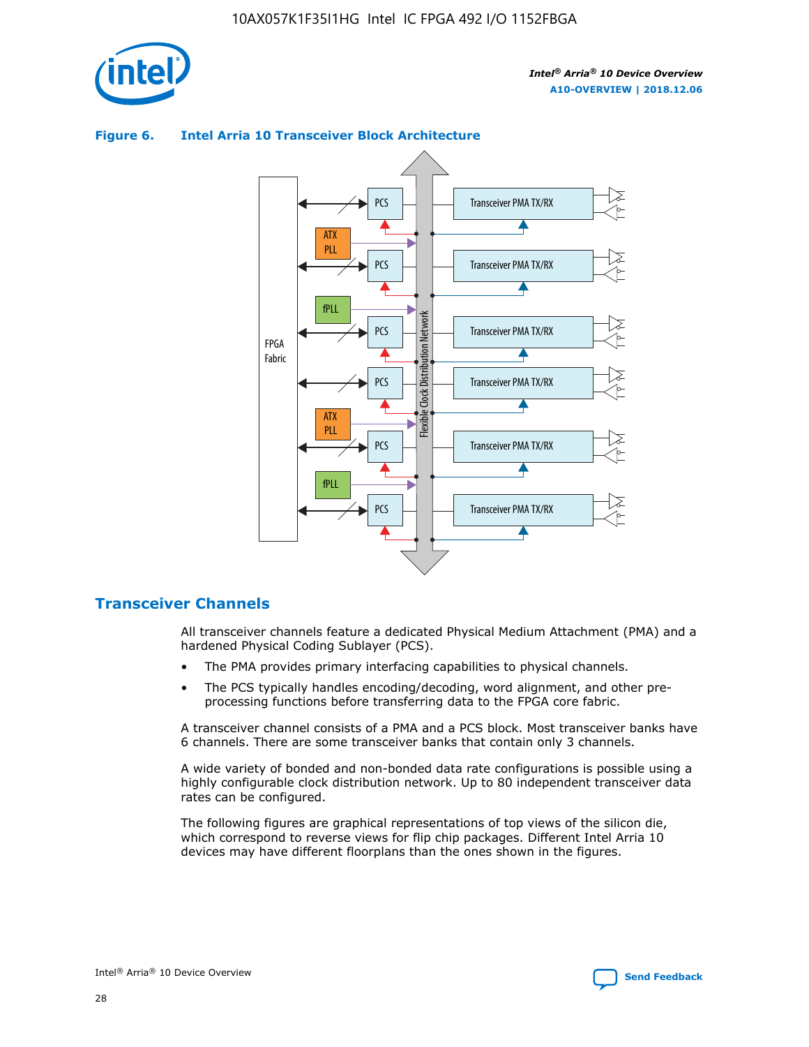**Figure 6. Intel Arria 10 Transceiver Block Architecture**

## Transceiver Channels

All transceiver channels feature a dedicated Physical Medium Attachment (PMA) and a hardened Physical Coding Sublayer (PCS).

- The PMA provides primary interfacing capabilities to physical channels.
- The PCS typically handles encoding/decoding, word alignment, and other pre-processing functions before transferring data to the FPGA core fabric.

A transceiver channel consists of a PMA and a PCS block. Most transceiver banks have 6 channels. There are some transceiver banks that contain only 3 channels.

A wide variety of bonded and non-bonded data rate configurations is possible using a highly configurable clock distribution network. Up to 80 independent transceiver data rates can be configured.

The following figures are graphical representations of top views of the silicon die, which correspond to reverse views for flip chip packages. Different Intel Arria 10 devices may have different floorplans than the ones shown in the figures.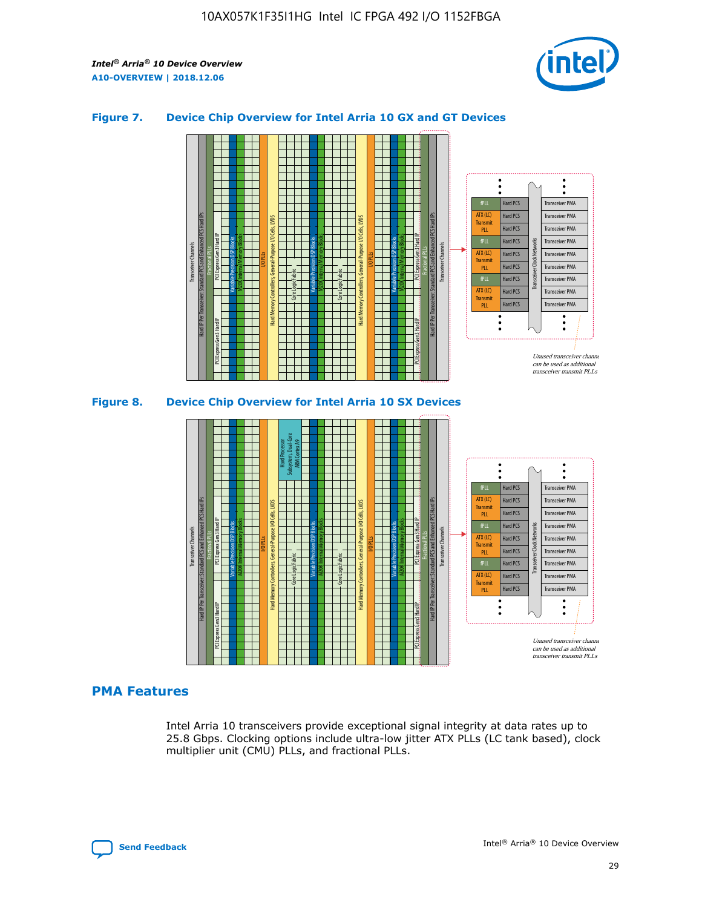**Figure 7. Device Chip Overview for Intel Arria 10 GX and GT Devices**

**Figure 8. Device Chip Overview for Intel Arria 10 SX Devices**

## PMA Features

Intel Arria 10 transceivers provide exceptional signal integrity at data rates up to 25.8 Gbps. Clocking options include ultra-low jitter ATX PLLs (LC tank based), clock multiplier unit (CMU) PLLs, and fractional PLLs.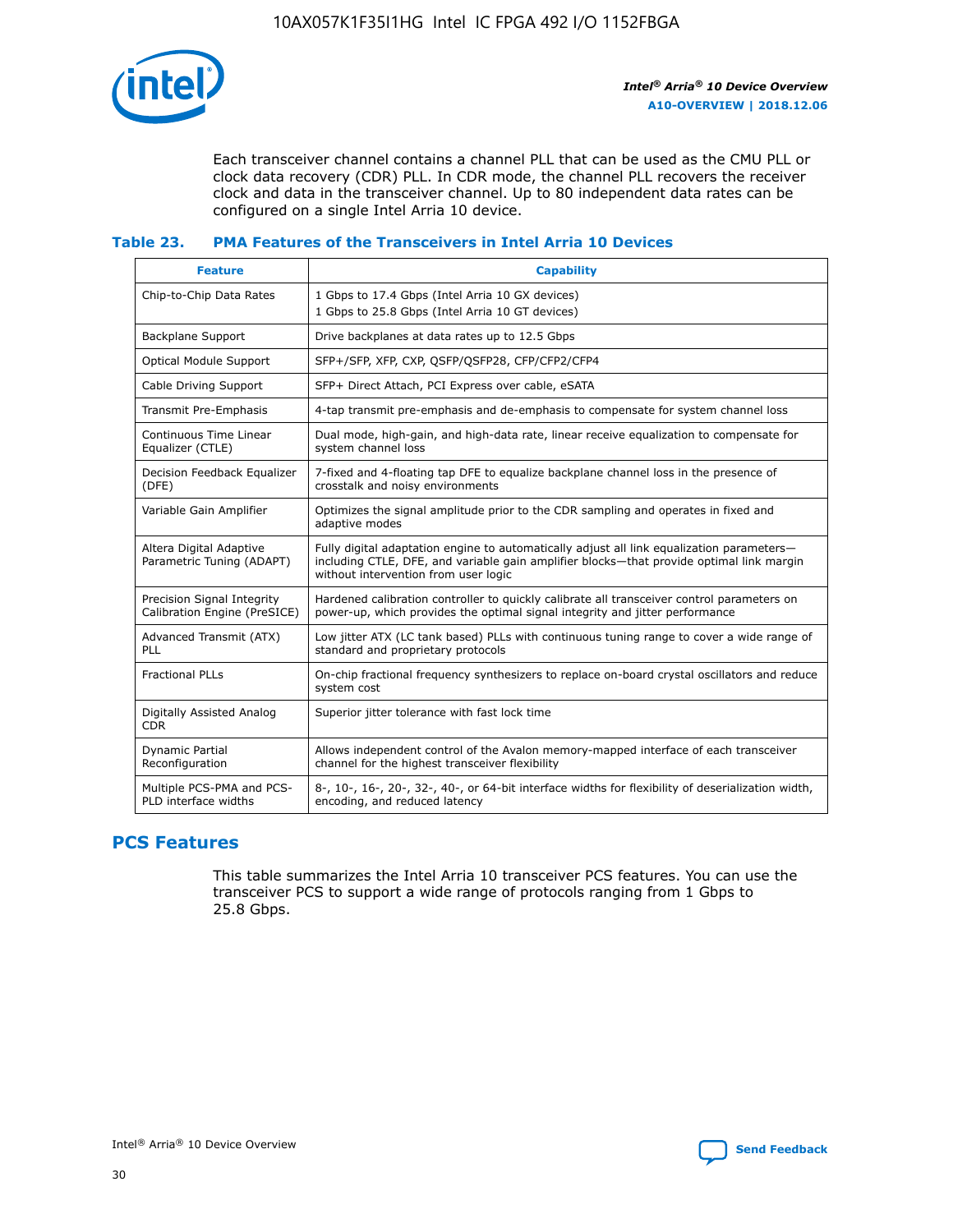Each transceiver channel contains a channel PLL that can be used as the CMU PLL or clock data recovery (CDR) PLL. In CDR mode, the channel PLL recovers the receiver clock and data in the transceiver channel. Up to 80 independent data rates can be configured on a single Intel Arria 10 device.

### Table 23. PMA Features of the Transceivers in Intel Arria 10 Devices

| Feature | Capability |
| --- | --- |
| Chip-to-Chip Data Rates | 1 Gbps to 17.4 Gbps (Intel Arria 10 GX devices)<br>1 Gbps to 25.8 Gbps (Intel Arria 10 GT devices) |
| Backplane Support | Drive backplanes at data rates up to 12.5 Gbps |
| Optical Module Support | SFP+/SFP, XFP, CXP, QSFP/QSFP28, CFP/CFP2/CFP4 |
| Cable Driving Support | SFP+ Direct Attach, PCI Express over cable, eSATA |
| Transmit Pre-Emphasis | 4-tap transmit pre-emphasis and de-emphasis to compensate for system channel loss |
| Continuous Time Linear Equalizer (CTLE) | Dual mode, high-gain, and high-data rate, linear receive equalization to compensate for system channel loss |
| Decision Feedback Equalizer (DFE) | 7-fixed and 4-floating tap DFE to equalize backplane channel loss in the presence of crosstalk and noisy environments |
| Variable Gain Amplifier | Optimizes the signal amplitude prior to the CDR sampling and operates in fixed and adaptive modes |
| Altera Digital Adaptive Parametric Tuning (ADAPT) | Fully digital adaptation engine to automatically adjust all link equalization parameters—including CTLE, DFE, and variable gain amplifier blocks—that provide optimal link margin without intervention from user logic |
| Precision Signal Integrity Calibration Engine (PreSICE) | Hardened calibration controller to quickly calibrate all transceiver control parameters on power-up, which provides the optimal signal integrity and jitter performance |
| Advanced Transmit (ATX) PLL | Low jitter ATX (LC tank based) PLLs with continuous tuning range to cover a wide range of standard and proprietary protocols |
| Fractional PLLs | On-chip fractional frequency synthesizers to replace on-board crystal oscillators and reduce system cost |
| Digitally Assisted Analog CDR | Superior jitter tolerance with fast lock time |
| Dynamic Partial Reconfiguration | Allows independent control of the Avalon memory-mapped interface of each transceiver channel for the highest transceiver flexibility |
| Multiple PCS-PMA and PCS-PLD interface widths | 8-, 10-, 16-, 20-, 32-, 40-, or 64-bit interface widths for flexibility of deserialization width, encoding, and reduced latency |

## PCS Features

This table summarizes the Intel Arria 10 transceiver PCS features. You can use the transceiver PCS to support a wide range of protocols ranging from 1 Gbps to 25.8 Gbps.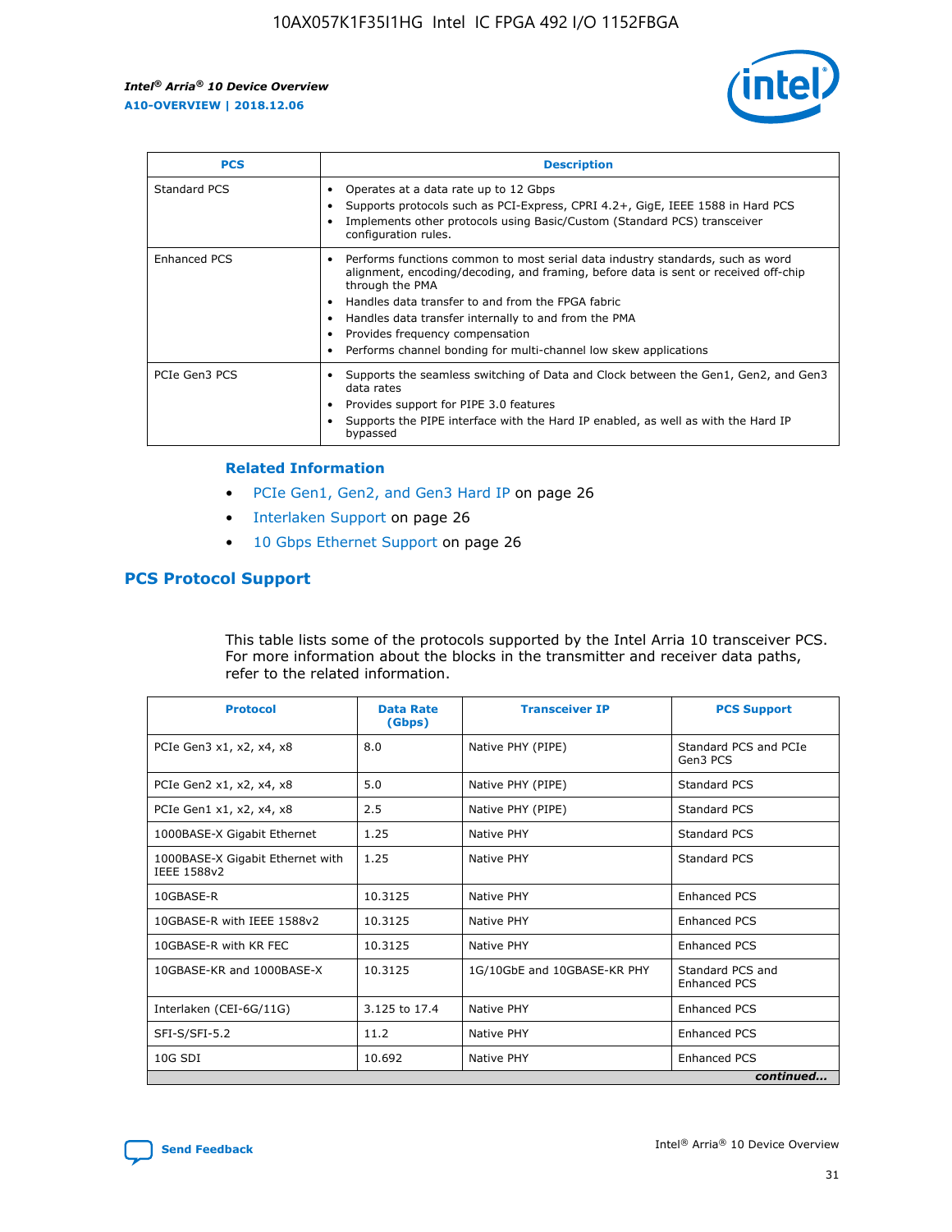| PCS | Description |
| --- | --- |
| Standard PCS | • Operates at a data rate up to 12 Gbps<br>• Supports protocols such as PCI-Express, CPRI 4.2+, GigE, IEEE 1588 in Hard PCS<br>• Implements other protocols using Basic/Custom (Standard PCS) transceiver configuration rules. |
| Enhanced PCS | • Performs functions common to most serial data industry standards, such as word alignment, encoding/decoding, and framing, before data is sent or received off-chip through the PMA<br>• Handles data transfer to and from the FPGA fabric<br>• Handles data transfer internally to and from the PMA<br>• Provides frequency compensation<br>• Performs channel bonding for multi-channel low skew applications |
| PCIe Gen3 PCS | • Supports the seamless switching of Data and Clock between the Gen1, Gen2, and Gen3 data rates<br>• Provides support for PIPE 3.0 features<br>• Supports the PIPE interface with the Hard IP enabled, as well as with the Hard IP bypassed |

### Related Information

- PCIe Gen1, Gen2, and Gen3 Hard IP on page 26
- Interlaken Support on page 26
- 10 Gbps Ethernet Support on page 26

## PCS Protocol Support

This table lists some of the protocols supported by the Intel Arria 10 transceiver PCS. For more information about the blocks in the transmitter and receiver data paths, refer to the related information.

| Protocol | Data Rate (Gbps) | Transceiver IP | PCS Support |
| --- | --- | --- | --- |
| PCIe Gen3 x1, x2, x4, x8 | 8.0 | Native PHY (PIPE) | Standard PCS and PCIe Gen3 PCS |
| PCIe Gen2 x1, x2, x4, x8 | 5.0 | Native PHY (PIPE) | Standard PCS |
| PCIe Gen1 x1, x2, x4, x8 | 2.5 | Native PHY (PIPE) | Standard PCS |
| 1000BASE-X Gigabit Ethernet | 1.25 | Native PHY | Standard PCS |
| 1000BASE-X Gigabit Ethernet with IEEE 1588v2 | 1.25 | Native PHY | Standard PCS |
| 10GBASE-R | 10.3125 | Native PHY | Enhanced PCS |
| 10GBASE-R with IEEE 1588v2 | 10.3125 | Native PHY | Enhanced PCS |
| 10GBASE-R with KR FEC | 10.3125 | Native PHY | Enhanced PCS |
| 10GBASE-KR and 1000BASE-X | 10.3125 | 1G/10GbE and 10GBASE-KR PHY | Standard PCS and Enhanced PCS |
| Interlaken (CEI-6G/11G) | 3.125 to 17.4 | Native PHY | Enhanced PCS |
| SFI-S/SFI-5.2 | 11.2 | Native PHY | Enhanced PCS |
| 10G SDI | 10.692 | Native PHY | Enhanced PCS |

*continued...*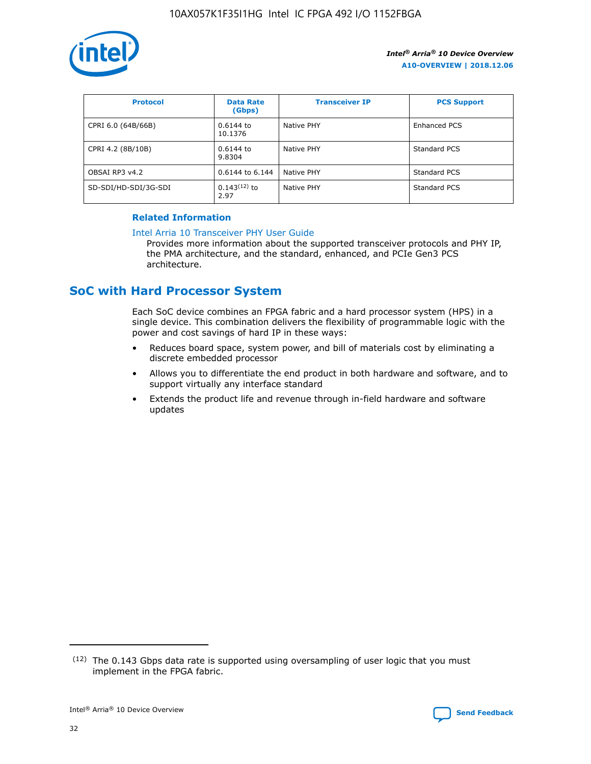| Protocol | Data Rate (Gbps) | Transceiver IP | PCS Support |
| --- | --- | --- | --- |
| CPRI 6.0 (64B/66B) | 0.6144 to 10.1376 | Native PHY | Enhanced PCS |
| CPRI 4.2 (8B/10B) | 0.6144 to 9.8304 | Native PHY | Standard PCS |
| OBSAI RP3 v4.2 | 0.6144 to 6.144 | Native PHY | Standard PCS |
| SD-SDI/HD-SDI/3G-SDI | 0.143[12] to 2.97 | Native PHY | Standard PCS |

**Related Information**

Intel Arria 10 Transceiver PHY User Guide

Provides more information about the supported transceiver protocols and PHY IP, the PMA architecture, and the standard, enhanced, and PCIe Gen3 PCS architecture.

## SoC with Hard Processor System

Each SoC device combines an FPGA fabric and a hard processor system (HPS) in a single device. This combination delivers the flexibility of programmable logic with the power and cost savings of hard IP in these ways:

- Reduces board space, system power, and bill of materials cost by eliminating a discrete embedded processor
- Allows you to differentiate the end product in both hardware and software, and to support virtually any interface standard
- Extends the product life and revenue through in-field hardware and software updates

[12] The 0.143 Gbps data rate is supported using oversampling of user logic that you must implement in the FPGA fabric.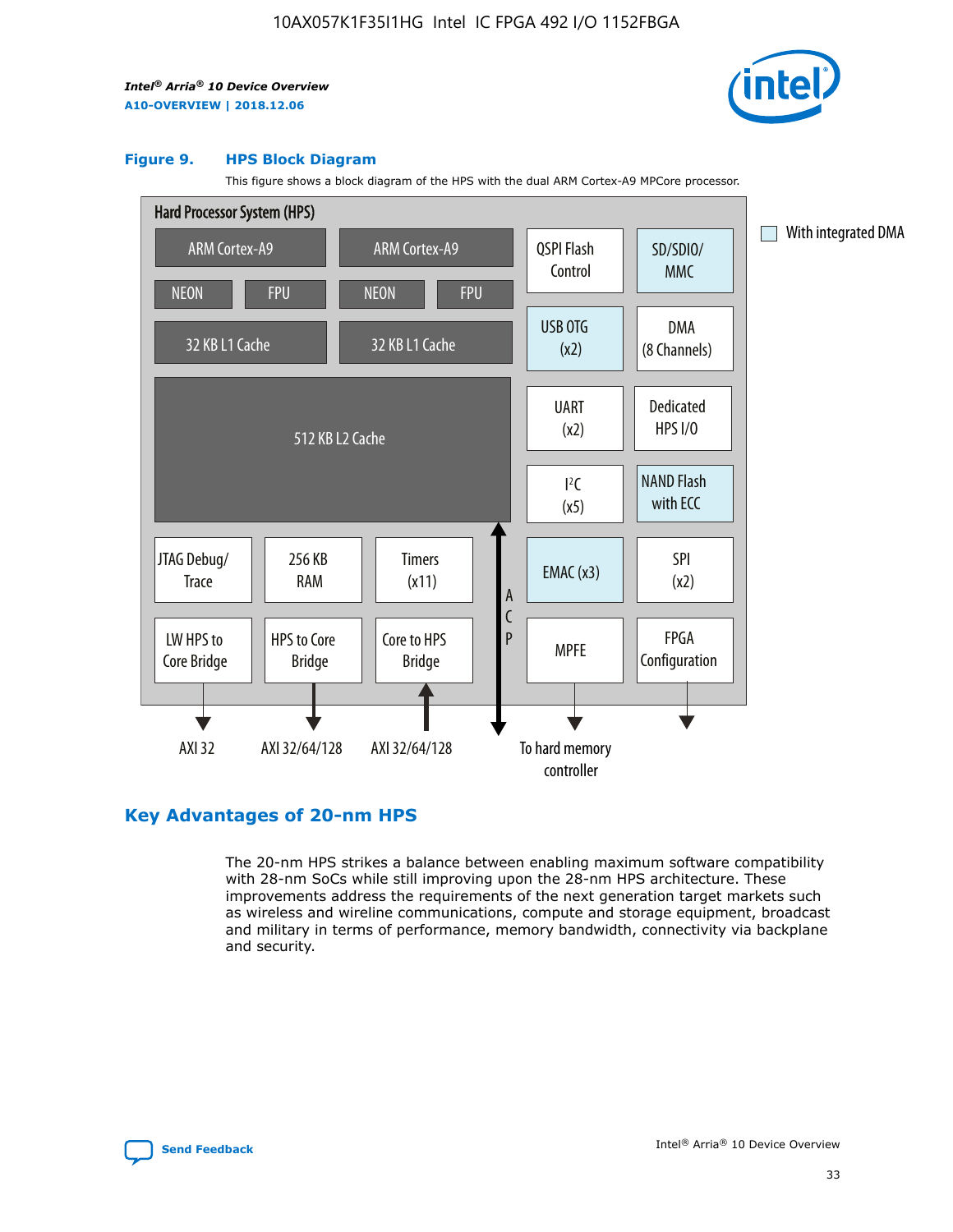**Figure 9. HPS Block Diagram**

This figure shows a block diagram of the HPS with the dual ARM Cortex-A9 MPCore processor.

Hard Processor System (HPS)

ARM Cortex-A9 | ARM Cortex-A9
NEON | FPU | NEON | FPU
32 KB L1 Cache | 32 KB L1 Cache
512 KB L2 Cache
JTAG Debug/Trace | 256 KB RAM | Timers (x11)
LW HPS to Core Bridge | HPS to Core Bridge | Core to HPS Bridge
QSPI Flash Control | SD/SDIO/MMC
USB OTG (x2) | DMA (8 Channels)
UART (x2) | Dedicated HPS I/O
I²C (x5) | NAND Flash with ECC
EMAC (x3) | SPI (x2)
MPFE | FPGA Configuration
ACP

AXI 32 | AXI 32/64/128 | AXI 32/64/128 | To hard memory controller

With integrated DMA

## Key Advantages of 20-nm HPS

The 20-nm HPS strikes a balance between enabling maximum software compatibility with 28-nm SoCs while still improving upon the 28-nm HPS architecture. These improvements address the requirements of the next generation target markets such as wireless and wireline communications, compute and storage equipment, broadcast and military in terms of performance, memory bandwidth, connectivity via backplane and security.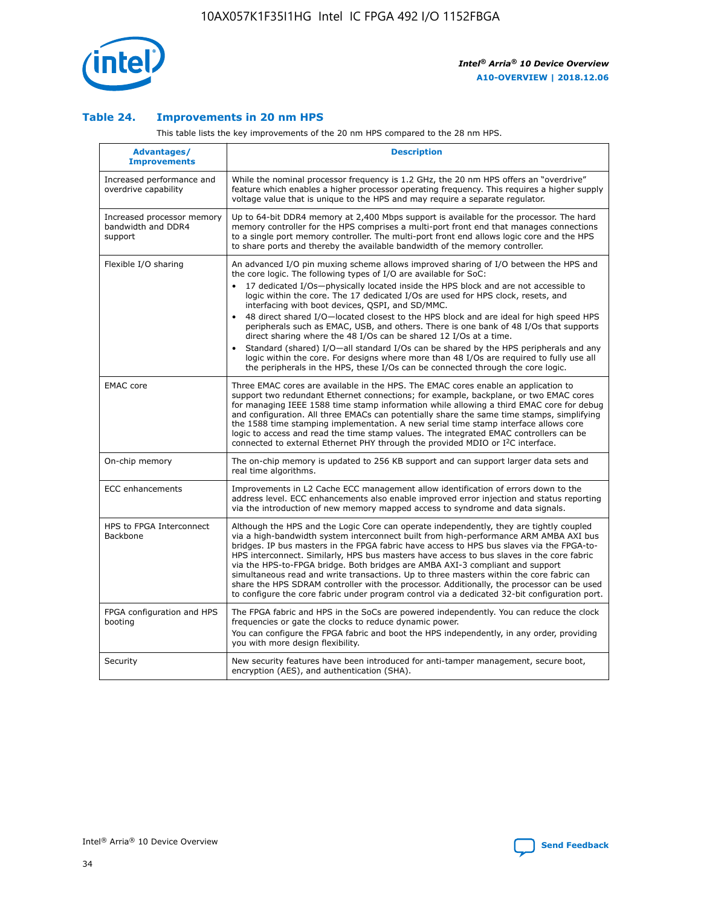## Table 24. Improvements in 20 nm HPS

This table lists the key improvements of the 20 nm HPS compared to the 28 nm HPS.

| Advantages/ Improvements | Description |
|---|---|
| Increased performance and overdrive capability | While the nominal processor frequency is 1.2 GHz, the 20 nm HPS offers an "overdrive" feature which enables a higher processor operating frequency. This requires a higher supply voltage value that is unique to the HPS and may require a separate regulator. |
| Increased processor memory bandwidth and DDR4 support | Up to 64-bit DDR4 memory at 2,400 Mbps support is available for the processor. The hard memory controller for the HPS comprises a multi-port front end that manages connections to a single port memory controller. The multi-port front end allows logic core and the HPS to share ports and thereby the available bandwidth of the memory controller. |
| Flexible I/O sharing | An advanced I/O pin muxing scheme allows improved sharing of I/O between the HPS and the core logic. The following types of I/O are available for SoC:<br>• 17 dedicated I/Os—physically located inside the HPS block and are not accessible to logic within the core. The 17 dedicated I/Os are used for HPS clock, resets, and interfacing with boot devices, QSPI, and SD/MMC.<br>• 48 direct shared I/O—located closest to the HPS block and are ideal for high speed HPS peripherals such as EMAC, USB, and others. There is one bank of 48 I/Os that supports direct sharing where the 48 I/Os can be shared 12 I/Os at a time.<br>• Standard (shared) I/O—all standard I/Os can be shared by the HPS peripherals and any logic within the core. For designs where more than 48 I/Os are required to fully use all the peripherals in the HPS, these I/Os can be connected through the core logic. |
| EMAC core | Three EMAC cores are available in the HPS. The EMAC cores enable an application to support two redundant Ethernet connections; for example, backplane, or two EMAC cores for managing IEEE 1588 time stamp information while allowing a third EMAC core for debug and configuration. All three EMACs can potentially share the same time stamps, simplifying the 1588 time stamping implementation. A new serial time stamp interface allows core logic to access and read the time stamp values. The integrated EMAC controllers can be connected to external Ethernet PHY through the provided MDIO or I²C interface. |
| On-chip memory | The on-chip memory is updated to 256 KB support and can support larger data sets and real time algorithms. |
| ECC enhancements | Improvements in L2 Cache ECC management allow identification of errors down to the address level. ECC enhancements also enable improved error injection and status reporting via the introduction of new memory mapped access to syndrome and data signals. |
| HPS to FPGA Interconnect Backbone | Although the HPS and the Logic Core can operate independently, they are tightly coupled via a high-bandwidth system interconnect built from high-performance ARM AMBA AXI bus bridges. IP bus masters in the FPGA fabric have access to HPS bus slaves via the FPGA-to-HPS interconnect. Similarly, HPS bus masters have access to bus slaves in the core fabric via the HPS-to-FPGA bridge. Both bridges are AMBA AXI-3 compliant and support simultaneous read and write transactions. Up to three masters within the core fabric can share the HPS SDRAM controller with the processor. Additionally, the processor can be used to configure the core fabric under program control via a dedicated 32-bit configuration port. |
| FPGA configuration and HPS booting | The FPGA fabric and HPS in the SoCs are powered independently. You can reduce the clock frequencies or gate the clocks to reduce dynamic power.<br>You can configure the FPGA fabric and boot the HPS independently, in any order, providing you with more design flexibility. |
| Security | New security features have been introduced for anti-tamper management, secure boot, encryption (AES), and authentication (SHA). |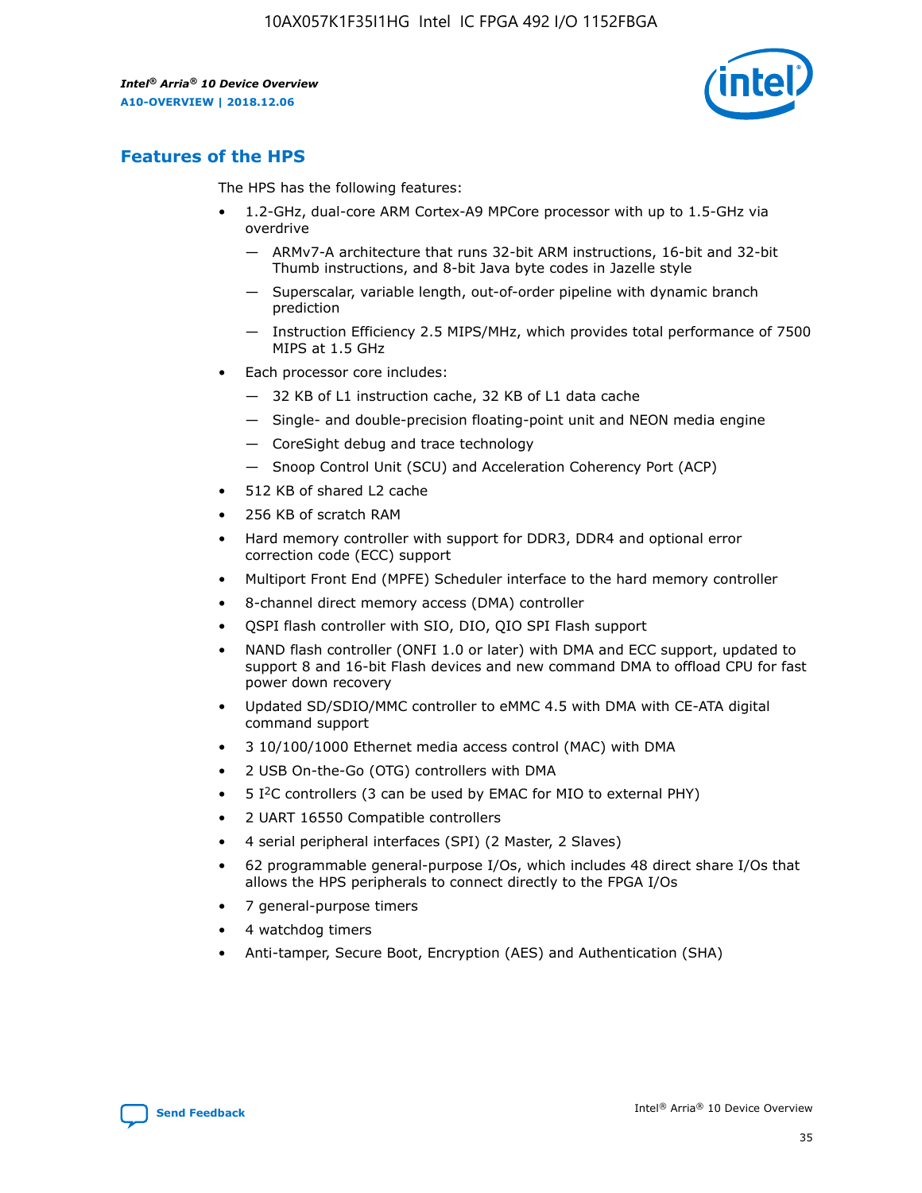## Features of the HPS

The HPS has the following features:

- 1.2-GHz, dual-core ARM Cortex-A9 MPCore processor with up to 1.5-GHz via overdrive
  - — ARMv7-A architecture that runs 32-bit ARM instructions, 16-bit and 32-bit Thumb instructions, and 8-bit Java byte codes in Jazelle style
  - — Superscalar, variable length, out-of-order pipeline with dynamic branch prediction
  - — Instruction Efficiency 2.5 MIPS/MHz, which provides total performance of 7500 MIPS at 1.5 GHz
- Each processor core includes:
  - — 32 KB of L1 instruction cache, 32 KB of L1 data cache
  - — Single- and double-precision floating-point unit and NEON media engine
  - — CoreSight debug and trace technology
  - — Snoop Control Unit (SCU) and Acceleration Coherency Port (ACP)
- 512 KB of shared L2 cache
- 256 KB of scratch RAM
- Hard memory controller with support for DDR3, DDR4 and optional error correction code (ECC) support
- Multiport Front End (MPFE) Scheduler interface to the hard memory controller
- 8-channel direct memory access (DMA) controller
- QSPI flash controller with SIO, DIO, QIO SPI Flash support
- NAND flash controller (ONFI 1.0 or later) with DMA and ECC support, updated to support 8 and 16-bit Flash devices and new command DMA to offload CPU for fast power down recovery
- Updated SD/SDIO/MMC controller to eMMC 4.5 with DMA with CE-ATA digital command support
- 3 10/100/1000 Ethernet media access control (MAC) with DMA
- 2 USB On-the-Go (OTG) controllers with DMA
- 5 I²C controllers (3 can be used by EMAC for MIO to external PHY)
- 2 UART 16550 Compatible controllers
- 4 serial peripheral interfaces (SPI) (2 Master, 2 Slaves)
- 62 programmable general-purpose I/Os, which includes 48 direct share I/Os that allows the HPS peripherals to connect directly to the FPGA I/Os
- 7 general-purpose timers
- 4 watchdog timers
- Anti-tamper, Secure Boot, Encryption (AES) and Authentication (SHA)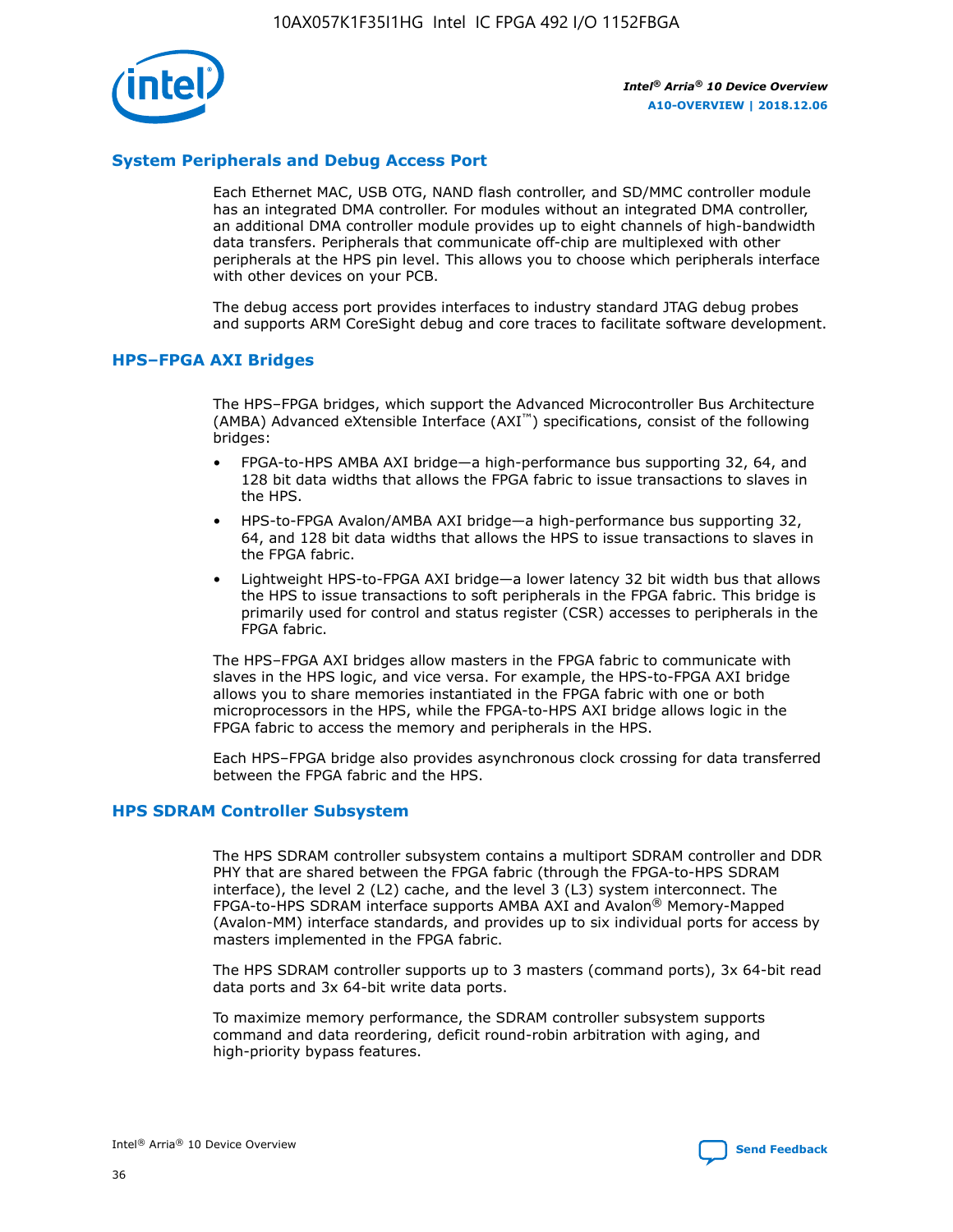## System Peripherals and Debug Access Port

Each Ethernet MAC, USB OTG, NAND flash controller, and SD/MMC controller module has an integrated DMA controller. For modules without an integrated DMA controller, an additional DMA controller module provides up to eight channels of high-bandwidth data transfers. Peripherals that communicate off-chip are multiplexed with other peripherals at the HPS pin level. This allows you to choose which peripherals interface with other devices on your PCB.

The debug access port provides interfaces to industry standard JTAG debug probes and supports ARM CoreSight debug and core traces to facilitate software development.

## HPS–FPGA AXI Bridges

The HPS–FPGA bridges, which support the Advanced Microcontroller Bus Architecture (AMBA) Advanced eXtensible Interface (AXI™) specifications, consist of the following bridges:

- FPGA-to-HPS AMBA AXI bridge—a high-performance bus supporting 32, 64, and 128 bit data widths that allows the FPGA fabric to issue transactions to slaves in the HPS.
- HPS-to-FPGA Avalon/AMBA AXI bridge—a high-performance bus supporting 32, 64, and 128 bit data widths that allows the HPS to issue transactions to slaves in the FPGA fabric.
- Lightweight HPS-to-FPGA AXI bridge—a lower latency 32 bit width bus that allows the HPS to issue transactions to soft peripherals in the FPGA fabric. This bridge is primarily used for control and status register (CSR) accesses to peripherals in the FPGA fabric.

The HPS–FPGA AXI bridges allow masters in the FPGA fabric to communicate with slaves in the HPS logic, and vice versa. For example, the HPS-to-FPGA AXI bridge allows you to share memories instantiated in the FPGA fabric with one or both microprocessors in the HPS, while the FPGA-to-HPS AXI bridge allows logic in the FPGA fabric to access the memory and peripherals in the HPS.

Each HPS–FPGA bridge also provides asynchronous clock crossing for data transferred between the FPGA fabric and the HPS.

## HPS SDRAM Controller Subsystem

The HPS SDRAM controller subsystem contains a multiport SDRAM controller and DDR PHY that are shared between the FPGA fabric (through the FPGA-to-HPS SDRAM interface), the level 2 (L2) cache, and the level 3 (L3) system interconnect. The FPGA-to-HPS SDRAM interface supports AMBA AXI and Avalon® Memory-Mapped (Avalon-MM) interface standards, and provides up to six individual ports for access by masters implemented in the FPGA fabric.

The HPS SDRAM controller supports up to 3 masters (command ports), 3x 64-bit read data ports and 3x 64-bit write data ports.

To maximize memory performance, the SDRAM controller subsystem supports command and data reordering, deficit round-robin arbitration with aging, and high-priority bypass features.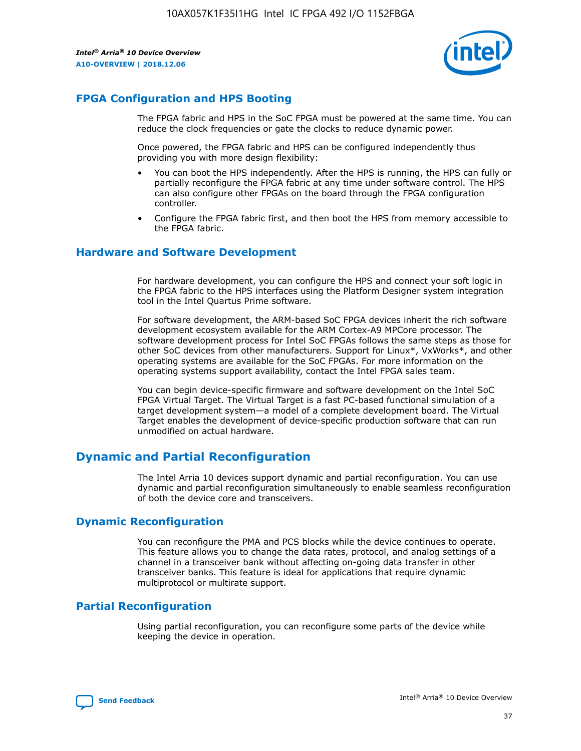## FPGA Configuration and HPS Booting

The FPGA fabric and HPS in the SoC FPGA must be powered at the same time. You can reduce the clock frequencies or gate the clocks to reduce dynamic power.

Once powered, the FPGA fabric and HPS can be configured independently thus providing you with more design flexibility:

- You can boot the HPS independently. After the HPS is running, the HPS can fully or partially reconfigure the FPGA fabric at any time under software control. The HPS can also configure other FPGAs on the board through the FPGA configuration controller.
- Configure the FPGA fabric first, and then boot the HPS from memory accessible to the FPGA fabric.

## Hardware and Software Development

For hardware development, you can configure the HPS and connect your soft logic in the FPGA fabric to the HPS interfaces using the Platform Designer system integration tool in the Intel Quartus Prime software.

For software development, the ARM-based SoC FPGA devices inherit the rich software development ecosystem available for the ARM Cortex-A9 MPCore processor. The software development process for Intel SoC FPGAs follows the same steps as those for other SoC devices from other manufacturers. Support for Linux*, VxWorks*, and other operating systems are available for the SoC FPGAs. For more information on the operating systems support availability, contact the Intel FPGA sales team.

You can begin device-specific firmware and software development on the Intel SoC FPGA Virtual Target. The Virtual Target is a fast PC-based functional simulation of a target development system—a model of a complete development board. The Virtual Target enables the development of device-specific production software that can run unmodified on actual hardware.

# Dynamic and Partial Reconfiguration

The Intel Arria 10 devices support dynamic and partial reconfiguration. You can use dynamic and partial reconfiguration simultaneously to enable seamless reconfiguration of both the device core and transceivers.

## Dynamic Reconfiguration

You can reconfigure the PMA and PCS blocks while the device continues to operate. This feature allows you to change the data rates, protocol, and analog settings of a channel in a transceiver bank without affecting on-going data transfer in other transceiver banks. This feature is ideal for applications that require dynamic multiprotocol or multirate support.

## Partial Reconfiguration

Using partial reconfiguration, you can reconfigure some parts of the device while keeping the device in operation.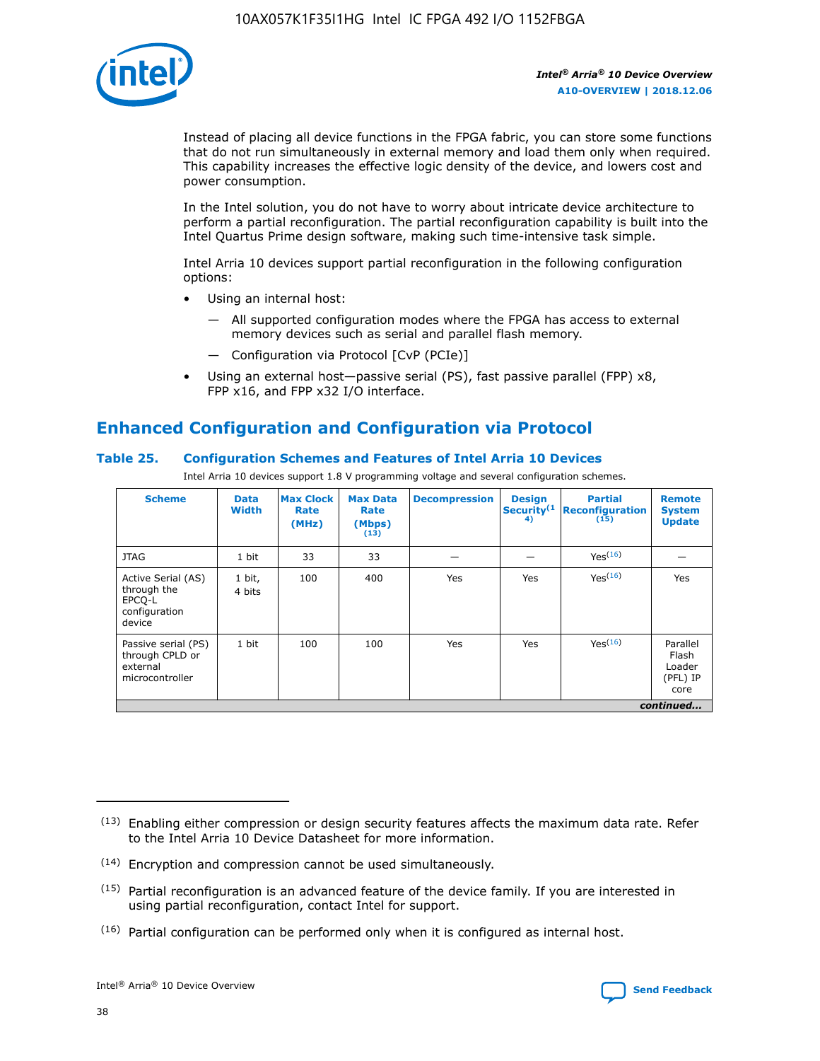Instead of placing all device functions in the FPGA fabric, you can store some functions that do not run simultaneously in external memory and load them only when required. This capability increases the effective logic density of the device, and lowers cost and power consumption.

In the Intel solution, you do not have to worry about intricate device architecture to perform a partial reconfiguration. The partial reconfiguration capability is built into the Intel Quartus Prime design software, making such time-intensive task simple.

Intel Arria 10 devices support partial reconfiguration in the following configuration options:

- Using an internal host:
  - All supported configuration modes where the FPGA has access to external memory devices such as serial and parallel flash memory.
  - Configuration via Protocol [CvP (PCIe)]
- Using an external host—passive serial (PS), fast passive parallel (FPP) x8, FPP x16, and FPP x32 I/O interface.

## Enhanced Configuration and Configuration via Protocol

### Table 25. Configuration Schemes and Features of Intel Arria 10 Devices

Intel Arria 10 devices support 1.8 V programming voltage and several configuration schemes.

| Scheme | Data Width | Max Clock Rate (MHz) | Max Data Rate (Mbps) [13] | Decompression | Design Security[14] | Partial Reconfiguration [15] | Remote System Update |
|---|---|---|---|---|---|---|---|
| JTAG | 1 bit | 33 | 33 | — | — | Yes[16] | — |
| Active Serial (AS) through the EPCQ-L configuration device | 1 bit, 4 bits | 100 | 400 | Yes | Yes | Yes[16] | Yes |
| Passive serial (PS) through CPLD or external microcontroller | 1 bit | 100 | 100 | Yes | Yes | Yes[16] | Parallel Flash Loader (PFL) IP core |

*continued...*

(13) Enabling either compression or design security features affects the maximum data rate. Refer to the Intel Arria 10 Device Datasheet for more information.

(14) Encryption and compression cannot be used simultaneously.

(15) Partial reconfiguration is an advanced feature of the device family. If you are interested in using partial reconfiguration, contact Intel for support.

(16) Partial configuration can be performed only when it is configured as internal host.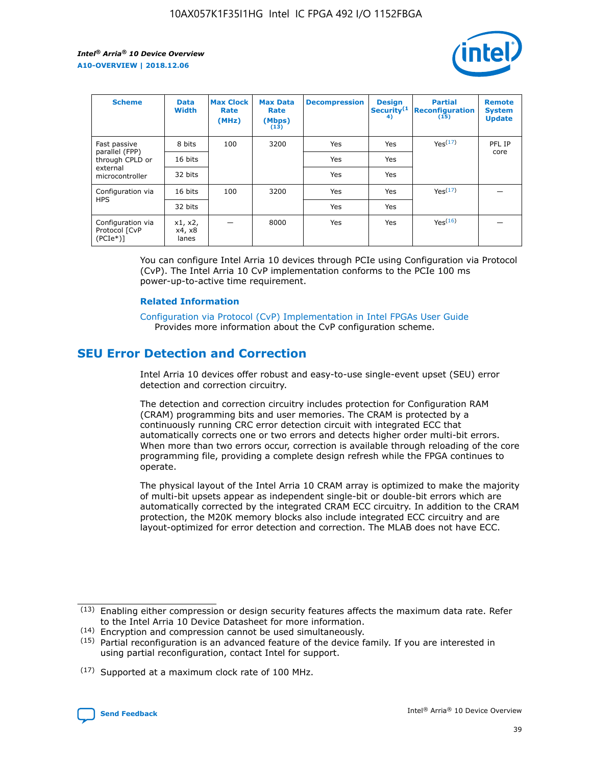| Scheme | Data Width | Max Clock Rate (MHz) | Max Data Rate (Mbps) (13) | Decompression | Design Security(14) | Partial Reconfiguration (15) | Remote System Update |
| --- | --- | --- | --- | --- | --- | --- | --- |
| Fast passive parallel (FPP) through CPLD or external microcontroller | 8 bits | 100 | 3200 | Yes | Yes | Yes(17) | PFL IP core |
| | 16 bits | | | Yes | Yes | | |
| | 32 bits | | | Yes | Yes | | |
| Configuration via HPS | 16 bits | 100 | 3200 | Yes | Yes | Yes(17) | — |
| | 32 bits | | | Yes | Yes | | |
| Configuration via Protocol [CvP (PCIe*)] | x1, x2, x4, x8 lanes | — | 8000 | Yes | Yes | Yes(16) | — |

You can configure Intel Arria 10 devices through PCIe using Configuration via Protocol (CvP). The Intel Arria 10 CvP implementation conforms to the PCIe 100 ms power-up-to-active time requirement.

### Related Information

Configuration via Protocol (CvP) Implementation in Intel FPGAs User Guide
Provides more information about the CvP configuration scheme.

## SEU Error Detection and Correction

Intel Arria 10 devices offer robust and easy-to-use single-event upset (SEU) error detection and correction circuitry.

The detection and correction circuitry includes protection for Configuration RAM (CRAM) programming bits and user memories. The CRAM is protected by a continuously running CRC error detection circuit with integrated ECC that automatically corrects one or two errors and detects higher order multi-bit errors. When more than two errors occur, correction is available through reloading of the core programming file, providing a complete design refresh while the FPGA continues to operate.

The physical layout of the Intel Arria 10 CRAM array is optimized to make the majority of multi-bit upsets appear as independent single-bit or double-bit errors which are automatically corrected by the integrated CRAM ECC circuitry. In addition to the CRAM protection, the M20K memory blocks also include integrated ECC circuitry and are layout-optimized for error detection and correction. The MLAB does not have ECC.

(13) Enabling either compression or design security features affects the maximum data rate. Refer to the Intel Arria 10 Device Datasheet for more information.

(14) Encryption and compression cannot be used simultaneously.

(15) Partial reconfiguration is an advanced feature of the device family. If you are interested in using partial reconfiguration, contact Intel for support.

(17) Supported at a maximum clock rate of 100 MHz.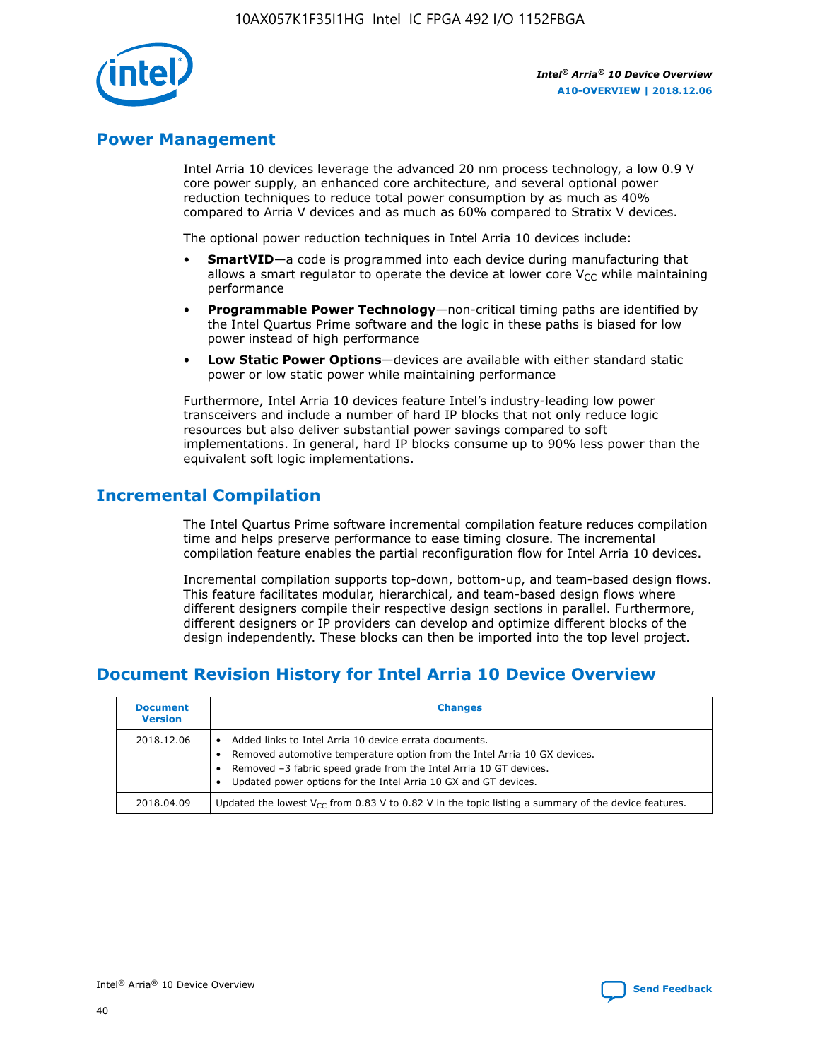## Power Management

Intel Arria 10 devices leverage the advanced 20 nm process technology, a low 0.9 V core power supply, an enhanced core architecture, and several optional power reduction techniques to reduce total power consumption by as much as 40% compared to Arria V devices and as much as 60% compared to Stratix V devices.

The optional power reduction techniques in Intel Arria 10 devices include:

- **SmartVID**—a code is programmed into each device during manufacturing that allows a smart regulator to operate the device at lower core $V_{CC}$ while maintaining performance
- **Programmable Power Technology**—non-critical timing paths are identified by the Intel Quartus Prime software and the logic in these paths is biased for low power instead of high performance
- **Low Static Power Options**—devices are available with either standard static power or low static power while maintaining performance

Furthermore, Intel Arria 10 devices feature Intel's industry-leading low power transceivers and include a number of hard IP blocks that not only reduce logic resources but also deliver substantial power savings compared to soft implementations. In general, hard IP blocks consume up to 90% less power than the equivalent soft logic implementations.

## Incremental Compilation

The Intel Quartus Prime software incremental compilation feature reduces compilation time and helps preserve performance to ease timing closure. The incremental compilation feature enables the partial reconfiguration flow for Intel Arria 10 devices.

Incremental compilation supports top-down, bottom-up, and team-based design flows. This feature facilitates modular, hierarchical, and team-based design flows where different designers compile their respective design sections in parallel. Furthermore, different designers or IP providers can develop and optimize different blocks of the design independently. These blocks can then be imported into the top level project.

## Document Revision History for Intel Arria 10 Device Overview

| Document Version | Changes |
|---|---|
| 2018.12.06 | • Added links to Intel Arria 10 device errata documents.<br>• Removed automotive temperature option from the Intel Arria 10 GX devices.<br>• Removed –3 fabric speed grade from the Intel Arria 10 GT devices.<br>• Updated power options for the Intel Arria 10 GX and GT devices. |
| 2018.04.09 | Updated the lowest $V_{CC}$ from 0.83 V to 0.82 V in the topic listing a summary of the device features. |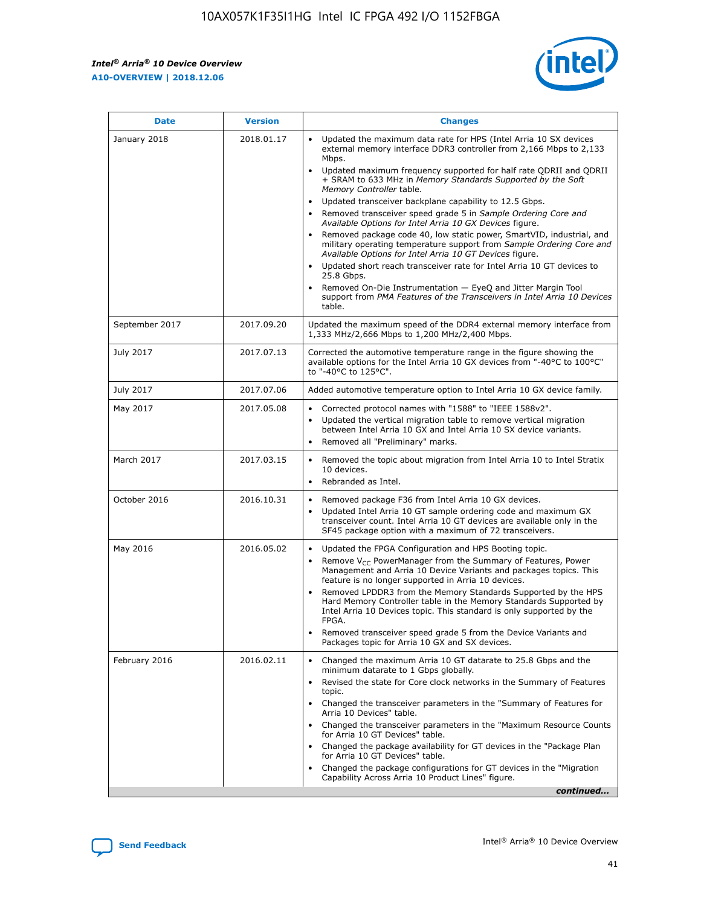| Date | Version | Changes |
| --- | --- | --- |
| January 2018 | 2018.01.17 | • Updated the maximum data rate for HPS (Intel Arria 10 SX devices external memory interface DDR3 controller from 2,166 Mbps to 2,133 Mbps.<br>• Updated maximum frequency supported for half rate QDRII and QDRII + SRAM to 633 MHz in *Memory Standards Supported by the Soft Memory Controller* table.<br>• Updated transceiver backplane capability to 12.5 Gbps.<br>• Removed transceiver speed grade 5 in *Sample Ordering Core and Available Options for Intel Arria 10 GX Devices* figure.<br>• Removed package code 40, low static power, SmartVID, industrial, and military operating temperature support from *Sample Ordering Core and Available Options for Intel Arria 10 GT Devices* figure.<br>• Updated short reach transceiver rate for Intel Arria 10 GT devices to 25.8 Gbps.<br>• Removed On-Die Instrumentation — EyeQ and Jitter Margin Tool support from *PMA Features of the Transceivers in Intel Arria 10 Devices* table. |
| September 2017 | 2017.09.20 | Updated the maximum speed of the DDR4 external memory interface from 1,333 MHz/2,666 Mbps to 1,200 MHz/2,400 Mbps. |
| July 2017 | 2017.07.13 | Corrected the automotive temperature range in the figure showing the available options for the Intel Arria 10 GX devices from "-40°C to 100°C" to "-40°C to 125°C". |
| July 2017 | 2017.07.06 | Added automotive temperature option to Intel Arria 10 GX device family. |
| May 2017 | 2017.05.08 | • Corrected protocol names with "1588" to "IEEE 1588v2".<br>• Updated the vertical migration table to remove vertical migration between Intel Arria 10 GX and Intel Arria 10 SX device variants.<br>• Removed all "Preliminary" marks. |
| March 2017 | 2017.03.15 | • Removed the topic about migration from Intel Arria 10 to Intel Stratix 10 devices.<br>• Rebranded as Intel. |
| October 2016 | 2016.10.31 | • Removed package F36 from Intel Arria 10 GX devices.<br>• Updated Intel Arria 10 GT sample ordering code and maximum GX transceiver count. Intel Arria 10 GT devices are available only in the SF45 package option with a maximum of 72 transceivers. |
| May 2016 | 2016.05.02 | • Updated the FPGA Configuration and HPS Booting topic.<br>• Remove $V_{CC}$ PowerManager from the Summary of Features, Power Management and Arria 10 Device Variants and packages topics. This feature is no longer supported in Arria 10 devices.<br>• Removed LPDDR3 from the Memory Standards Supported by the HPS Hard Memory Controller table in the Memory Standards Supported by Intel Arria 10 Devices topic. This standard is only supported by the FPGA.<br>• Removed transceiver speed grade 5 from the Device Variants and Packages topic for Arria 10 GX and SX devices. |
| February 2016 | 2016.02.11 | • Changed the maximum Arria 10 GT datarate to 25.8 Gbps and the minimum datarate to 1 Gbps globally.<br>• Revised the state for Core clock networks in the Summary of Features topic.<br>• Changed the transceiver parameters in the "Summary of Features for Arria 10 Devices" table.<br>• Changed the transceiver parameters in the "Maximum Resource Counts for Arria 10 GT Devices" table.<br>• Changed the package availability for GT devices in the "Package Plan for Arria 10 GT Devices" table.<br>• Changed the package configurations for GT devices in the "Migration Capability Across Arria 10 Product Lines" figure. |

*continued...*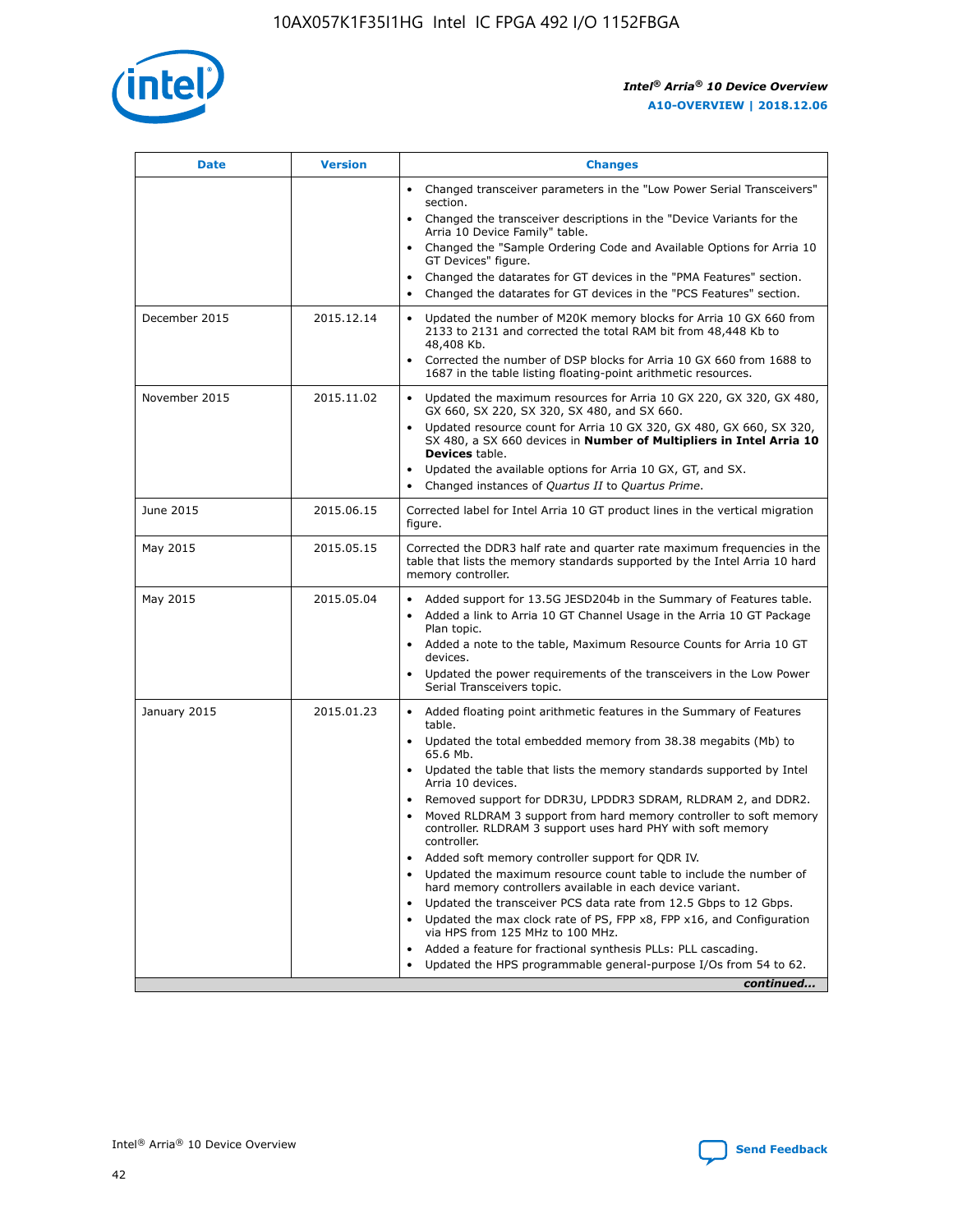| Date | Version | Changes |
| --- | --- | --- |
| | | • Changed transceiver parameters in the "Low Power Serial Transceivers" section.<br>• Changed the transceiver descriptions in the "Device Variants for the Arria 10 Device Family" table.<br>• Changed the "Sample Ordering Code and Available Options for Arria 10 GT Devices" figure.<br>• Changed the datarates for GT devices in the "PMA Features" section.<br>• Changed the datarates for GT devices in the "PCS Features" section. |
| December 2015 | 2015.12.14 | • Updated the number of M20K memory blocks for Arria 10 GX 660 from 2133 to 2131 and corrected the total RAM bit from 48,448 Kb to 48,408 Kb.<br>• Corrected the number of DSP blocks for Arria 10 GX 660 from 1688 to 1687 in the table listing floating-point arithmetic resources. |
| November 2015 | 2015.11.02 | • Updated the maximum resources for Arria 10 GX 220, GX 320, GX 480, GX 660, SX 220, SX 320, SX 480, and SX 660.<br>• Updated resource count for Arria 10 GX 320, GX 480, GX 660, SX 320, SX 480, a SX 660 devices in **Number of Multipliers in Intel Arria 10 Devices** table.<br>• Updated the available options for Arria 10 GX, GT, and SX.<br>• Changed instances of *Quartus II* to *Quartus Prime*. |
| June 2015 | 2015.06.15 | Corrected label for Intel Arria 10 GT product lines in the vertical migration figure. |
| May 2015 | 2015.05.15 | Corrected the DDR3 half rate and quarter rate maximum frequencies in the table that lists the memory standards supported by the Intel Arria 10 hard memory controller. |
| May 2015 | 2015.05.04 | • Added support for 13.5G JESD204b in the Summary of Features table.<br>• Added a link to Arria 10 GT Channel Usage in the Arria 10 GT Package Plan topic.<br>• Added a note to the table, Maximum Resource Counts for Arria 10 GT devices.<br>• Updated the power requirements of the transceivers in the Low Power Serial Transceivers topic. |
| January 2015 | 2015.01.23 | • Added floating point arithmetic features in the Summary of Features table.<br>• Updated the total embedded memory from 38.38 megabits (Mb) to 65.6 Mb.<br>• Updated the table that lists the memory standards supported by Intel Arria 10 devices.<br>• Removed support for DDR3U, LPDDR3 SDRAM, RLDRAM 2, and DDR2.<br>• Moved RLDRAM 3 support from hard memory controller to soft memory controller. RLDRAM 3 support uses hard PHY with soft memory controller.<br>• Added soft memory controller support for QDR IV.<br>• Updated the maximum resource count table to include the number of hard memory controllers available in each device variant.<br>• Updated the transceiver PCS data rate from 12.5 Gbps to 12 Gbps.<br>• Updated the max clock rate of PS, FPP x8, FPP x16, and Configuration via HPS from 125 MHz to 100 MHz.<br>• Added a feature for fractional synthesis PLLs: PLL cascading.<br>• Updated the HPS programmable general-purpose I/Os from 54 to 62. |

*continued...*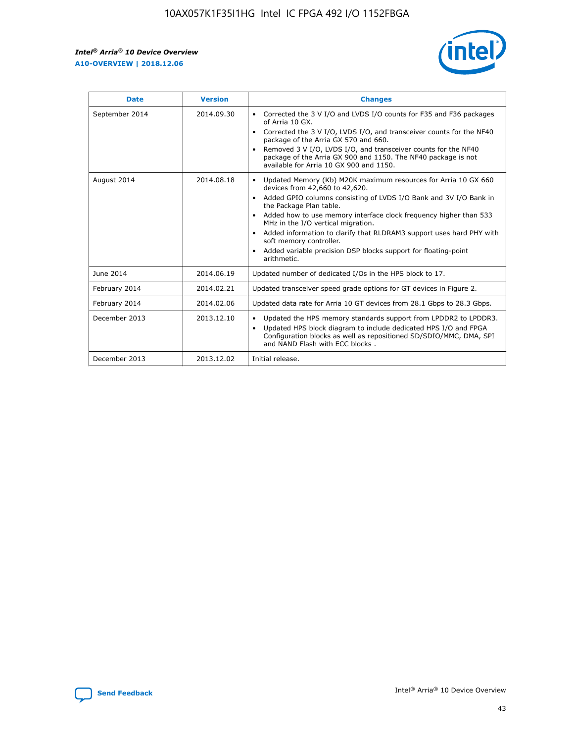| Date | Version | Changes |
| --- | --- | --- |
| September 2014 | 2014.09.30 | • Corrected the 3 V I/O and LVDS I/O counts for F35 and F36 packages of Arria 10 GX.<br>• Corrected the 3 V I/O, LVDS I/O, and transceiver counts for the NF40 package of the Arria GX 570 and 660.<br>• Removed 3 V I/O, LVDS I/O, and transceiver counts for the NF40 package of the Arria GX 900 and 1150. The NF40 package is not available for Arria 10 GX 900 and 1150. |
| August 2014 | 2014.08.18 | • Updated Memory (Kb) M20K maximum resources for Arria 10 GX 660 devices from 42,660 to 42,620.<br>• Added GPIO columns consisting of LVDS I/O Bank and 3V I/O Bank in the Package Plan table.<br>• Added how to use memory interface clock frequency higher than 533 MHz in the I/O vertical migration.<br>• Added information to clarify that RLDRAM3 support uses hard PHY with soft memory controller.<br>• Added variable precision DSP blocks support for floating-point arithmetic. |
| June 2014 | 2014.06.19 | Updated number of dedicated I/Os in the HPS block to 17. |
| February 2014 | 2014.02.21 | Updated transceiver speed grade options for GT devices in Figure 2. |
| February 2014 | 2014.02.06 | Updated data rate for Arria 10 GT devices from 28.1 Gbps to 28.3 Gbps. |
| December 2013 | 2013.12.10 | • Updated the HPS memory standards support from LPDDR2 to LPDDR3.<br>• Updated HPS block diagram to include dedicated HPS I/O and FPGA Configuration blocks as well as repositioned SD/SDIO/MMC, DMA, SPI and NAND Flash with ECC blocks . |
| December 2013 | 2013.12.02 | Initial release. |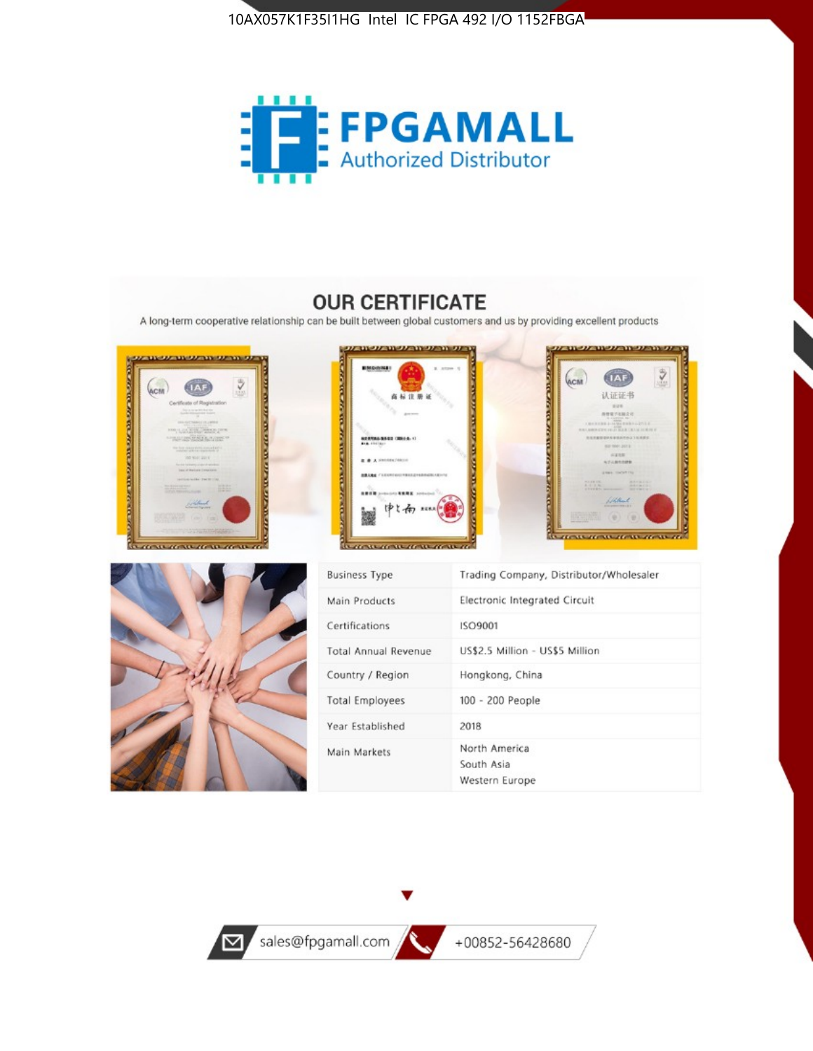FPGAMALL
Authorized Distributor

## OUR CERTIFICATE

A long-term cooperative relationship can be built between global customers and us by providing excellent products

| | |
|---|---|
| Business Type | Trading Company, Distributor/Wholesaler |
| Main Products | Electronic Integrated Circuit |
| Certifications | ISO9001 |
| Total Annual Revenue | US$2.5 Million - US$5 Million |
| Country / Region | Hongkong, China |
| Total Employees | 100 - 200 People |
| Year Established | 2018 |
| Main Markets | North America<br>South Asia<br>Western Europe |

sales@fpgamall.com

+00852-56428680